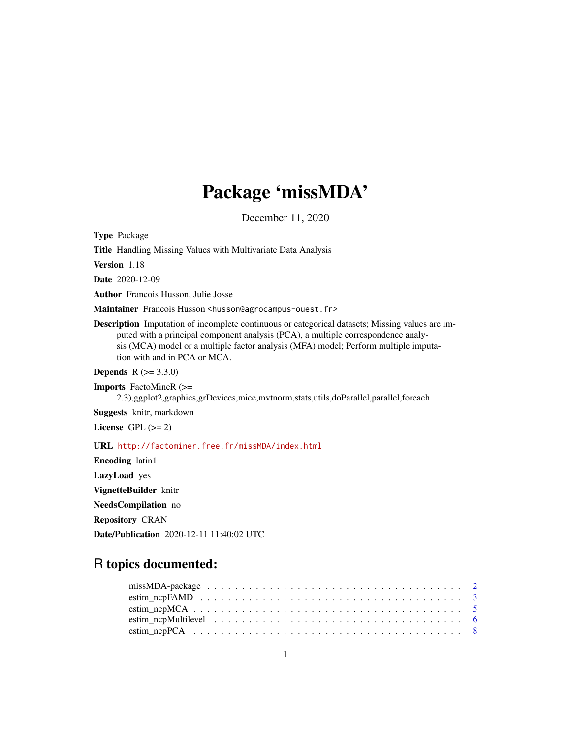# Package 'missMDA'

December 11, 2020

**Type** Package

**Title** Handling Missing Values with Multivariate Data Analysis

**Version** 1.18

**Date** 2020-12-09

**Author** Francois Husson, Julie Josse

**Maintainer** Francois Husson <husson@agrocampus-ouest.fr>

**Description** Imputation of incomplete continuous or categorical datasets; Missing values are imputed with a principal component analysis (PCA), a multiple correspondence analysis (MCA) model or a multiple factor analysis (MFA) model; Perform multiple imputation with and in PCA or MCA.

**Depends** R (>= 3.3.0)

**Imports** FactoMineR (>= 2.3),ggplot2,graphics,grDevices,mice,mvtnorm,stats,utils,doParallel,parallel,foreach

**Suggests** knitr, markdown

**License** GPL (>= 2)

**URL** http://factominer.free.fr/missMDA/index.html

**Encoding** latin1

**LazyLoad** yes

**VignetteBuilder** knitr

**NeedsCompilation** no

**Repository** CRAN

**Date/Publication** 2020-12-11 11:40:02 UTC

## R topics documented:

| | |
|---|---|
| missMDA-package | 2 |
| estim_ncpFAMD | 3 |
| estim_ncpMCA | 5 |
| estim_ncpMultilevel | 6 |
| estim_ncpPCA | 8 |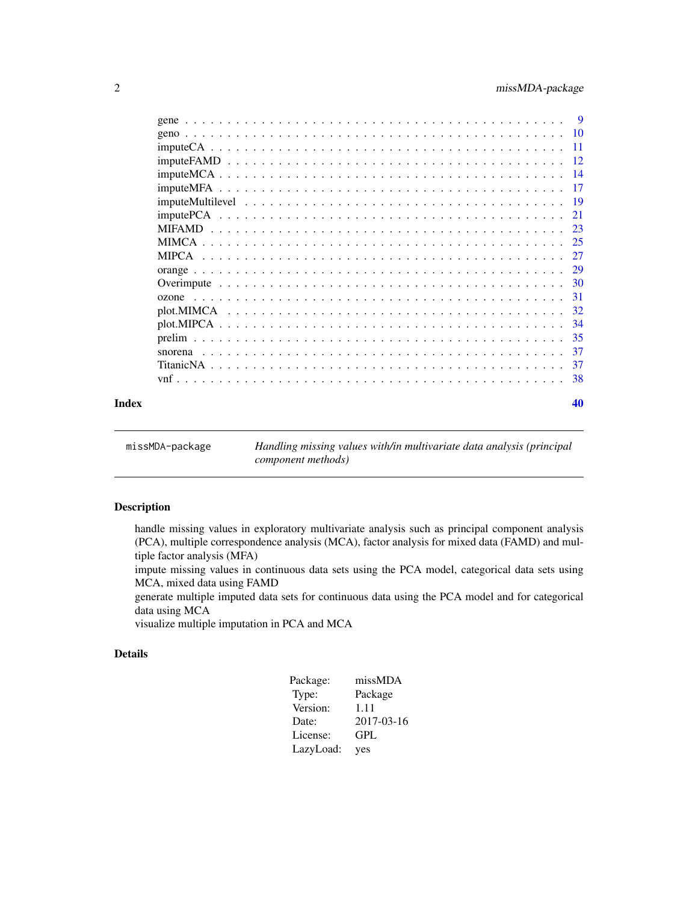| | |
|---|---|
| gene | 9 |
| geno | 10 |
| imputeCA | 11 |
| imputeFAMD | 12 |
| imputeMCA | 14 |
| imputeMFA | 17 |
| imputeMultilevel | 19 |
| imputePCA | 21 |
| MIFAMD | 23 |
| MIMCA | 25 |
| MIPCA | 27 |
| orange | 29 |
| Overimpute | 30 |
| ozone | 31 |
| plot.MIMCA | 32 |
| plot.MIPCA | 34 |
| prelim | 35 |
| snorena | 37 |
| TitanicNA | 37 |
| vnf | 38 |
| **Index** | **40** |

---

`missMDA-package` *Handling missing values with/in multivariate data analysis (principal component methods)*

---

## Description

handle missing values in exploratory multivariate analysis such as principal component analysis (PCA), multiple correspondence analysis (MCA), factor analysis for mixed data (FAMD) and multiple factor analysis (MFA)
impute missing values in continuous data sets using the PCA model, categorical data sets using MCA, mixed data using FAMD
generate multiple imputed data sets for continuous data using the PCA model and for categorical data using MCA
visualize multiple imputation in PCA and MCA

## Details

| | |
|---|---|
| Package: | missMDA |
| Type: | Package |
| Version: | 1.11 |
| Date: | 2017-03-16 |
| License: | GPL |
| LazyLoad: | yes |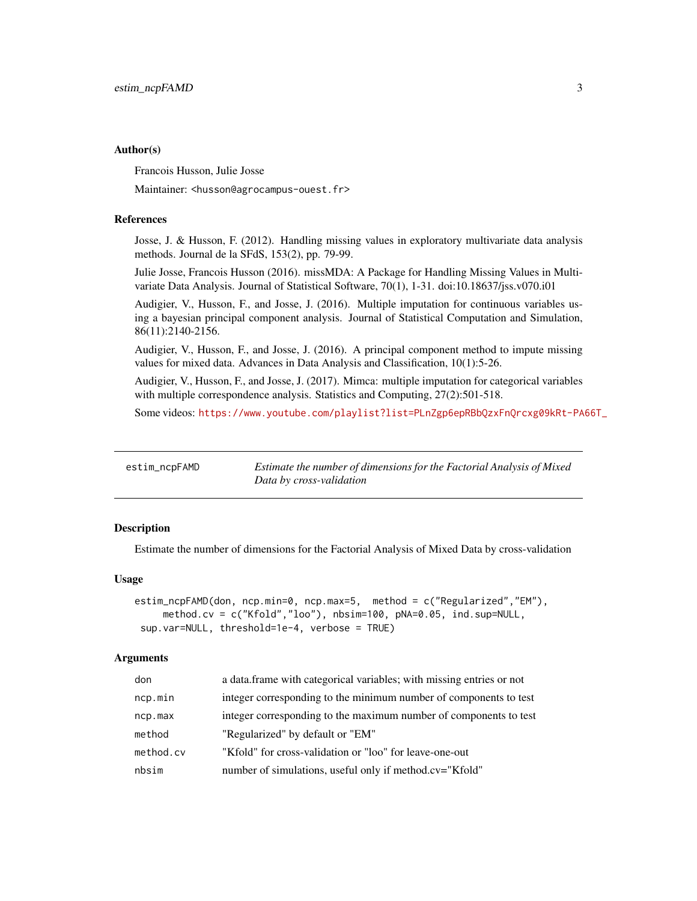### Author(s)

Francois Husson, Julie Josse

Maintainer: <husson@agrocampus-ouest.fr>

### References

Josse, J. & Husson, F. (2012). Handling missing values in exploratory multivariate data analysis methods. Journal de la SFdS, 153(2), pp. 79-99.

Julie Josse, Francois Husson (2016). missMDA: A Package for Handling Missing Values in Multivariate Data Analysis. Journal of Statistical Software, 70(1), 1-31. doi:10.18637/jss.v070.i01

Audigier, V., Husson, F., and Josse, J. (2016). Multiple imputation for continuous variables using a bayesian principal component analysis. Journal of Statistical Computation and Simulation, 86(11):2140-2156.

Audigier, V., Husson, F., and Josse, J. (2016). A principal component method to impute missing values for mixed data. Advances in Data Analysis and Classification, 10(1):5-26.

Audigier, V., Husson, F., and Josse, J. (2017). Mimca: multiple imputation for categorical variables with multiple correspondence analysis. Statistics and Computing, 27(2):501-518.

Some videos: https://www.youtube.com/playlist?list=PLnZgp6epRBbQzxFnQrcxg09kRt-PA66T_

---

## estim_ncpFAMD — *Estimate the number of dimensions for the Factorial Analysis of Mixed Data by cross-validation*

### Description

Estimate the number of dimensions for the Factorial Analysis of Mixed Data by cross-validation

### Usage

```
estim_ncpFAMD(don, ncp.min=0, ncp.max=5,  method = c("Regularized","EM"),
     method.cv = c("Kfold","loo"), nbsim=100, pNA=0.05, ind.sup=NULL,
 sup.var=NULL, threshold=1e-4, verbose = TRUE)
```

### Arguments

| | |
|---|---|
| don | a data.frame with categorical variables; with missing entries or not |
| ncp.min | integer corresponding to the minimum number of components to test |
| ncp.max | integer corresponding to the maximum number of components to test |
| method | "Regularized" by default or "EM" |
| method.cv | "Kfold" for cross-validation or "loo" for leave-one-out |
| nbsim | number of simulations, useful only if method.cv="Kfold" |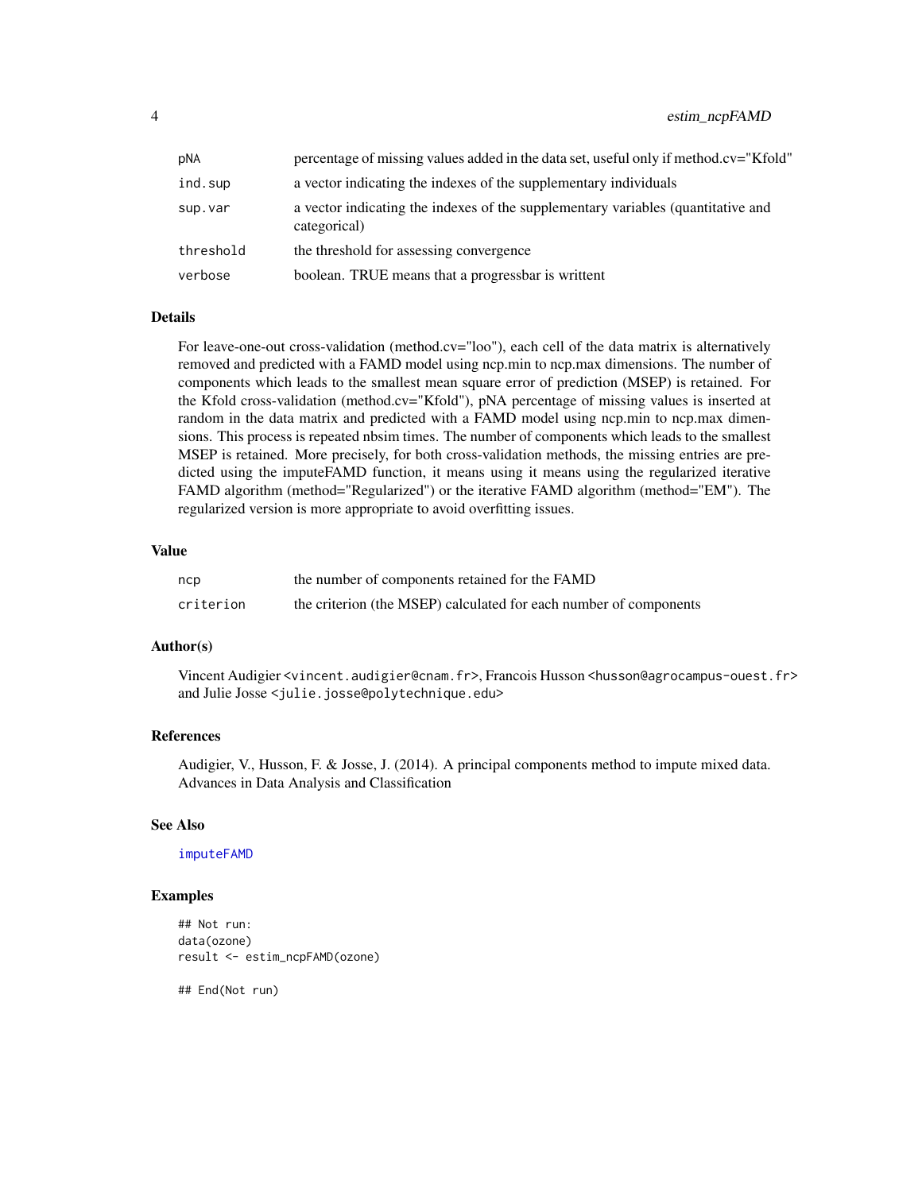| | |
|---|---|
| pNA | percentage of missing values added in the data set, useful only if method.cv="Kfold" |
| ind.sup | a vector indicating the indexes of the supplementary individuals |
| sup.var | a vector indicating the indexes of the supplementary variables (quantitative and categorical) |
| threshold | the threshold for assessing convergence |
| verbose | boolean. TRUE means that a progressbar is writtent |

## Details

For leave-one-out cross-validation (method.cv="loo"), each cell of the data matrix is alternatively removed and predicted with a FAMD model using ncp.min to ncp.max dimensions. The number of components which leads to the smallest mean square error of prediction (MSEP) is retained. For the Kfold cross-validation (method.cv="Kfold"), pNA percentage of missing values is inserted at random in the data matrix and predicted with a FAMD model using ncp.min to ncp.max dimensions. This process is repeated nbsim times. The number of components which leads to the smallest MSEP is retained. More precisely, for both cross-validation methods, the missing entries are predicted using the imputeFAMD function, it means using it means using the regularized iterative FAMD algorithm (method="Regularized") or the iterative FAMD algorithm (method="EM"). The regularized version is more appropriate to avoid overfitting issues.

## Value

| | |
|---|---|
| ncp | the number of components retained for the FAMD |
| criterion | the criterion (the MSEP) calculated for each number of components |

## Author(s)

Vincent Audigier <vincent.audigier@cnam.fr>, Francois Husson <husson@agrocampus-ouest.fr> and Julie Josse <julie.josse@polytechnique.edu>

## References

Audigier, V., Husson, F. & Josse, J. (2014). A principal components method to impute mixed data. Advances in Data Analysis and Classification

## See Also

imputeFAMD

## Examples

```
## Not run:
data(ozone)
result <- estim_ncpFAMD(ozone)

## End(Not run)
```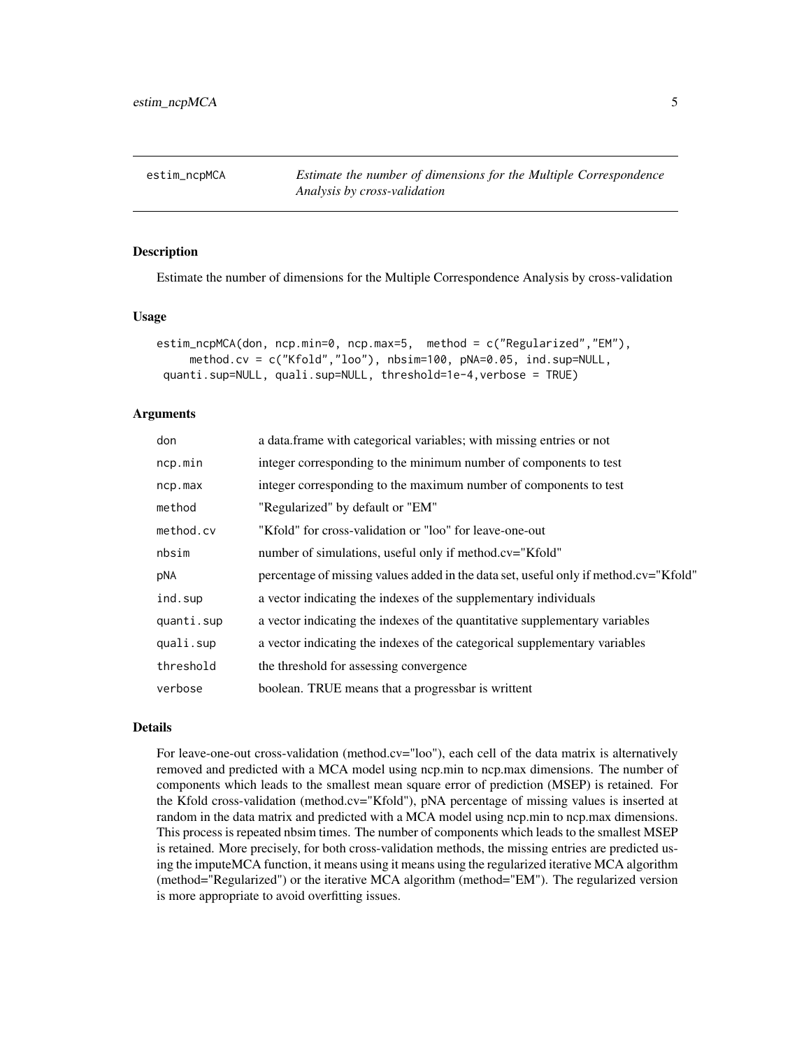# estim_ncpMCA

*Estimate the number of dimensions for the Multiple Correspondence Analysis by cross-validation*

## Description

Estimate the number of dimensions for the Multiple Correspondence Analysis by cross-validation

## Usage

```
estim_ncpMCA(don, ncp.min=0, ncp.max=5,  method = c("Regularized","EM"),
     method.cv = c("Kfold","loo"), nbsim=100, pNA=0.05, ind.sup=NULL,
 quanti.sup=NULL, quali.sup=NULL, threshold=1e-4,verbose = TRUE)
```

## Arguments

| | |
|---|---|
| `don` | a data.frame with categorical variables; with missing entries or not |
| `ncp.min` | integer corresponding to the minimum number of components to test |
| `ncp.max` | integer corresponding to the maximum number of components to test |
| `method` | "Regularized" by default or "EM" |
| `method.cv` | "Kfold" for cross-validation or "loo" for leave-one-out |
| `nbsim` | number of simulations, useful only if method.cv="Kfold" |
| `pNA` | percentage of missing values added in the data set, useful only if method.cv="Kfold" |
| `ind.sup` | a vector indicating the indexes of the supplementary individuals |
| `quanti.sup` | a vector indicating the indexes of the quantitative supplementary variables |
| `quali.sup` | a vector indicating the indexes of the categorical supplementary variables |
| `threshold` | the threshold for assessing convergence |
| `verbose` | boolean. TRUE means that a progressbar is writtent |

## Details

For leave-one-out cross-validation (method.cv="loo"), each cell of the data matrix is alternatively removed and predicted with a MCA model using ncp.min to ncp.max dimensions. The number of components which leads to the smallest mean square error of prediction (MSEP) is retained. For the Kfold cross-validation (method.cv="Kfold"), pNA percentage of missing values is inserted at random in the data matrix and predicted with a MCA model using ncp.min to ncp.max dimensions. This process is repeated nbsim times. The number of components which leads to the smallest MSEP is retained. More precisely, for both cross-validation methods, the missing entries are predicted using the imputeMCA function, it means using it means using the regularized iterative MCA algorithm (method="Regularized") or the iterative MCA algorithm (method="EM"). The regularized version is more appropriate to avoid overfitting issues.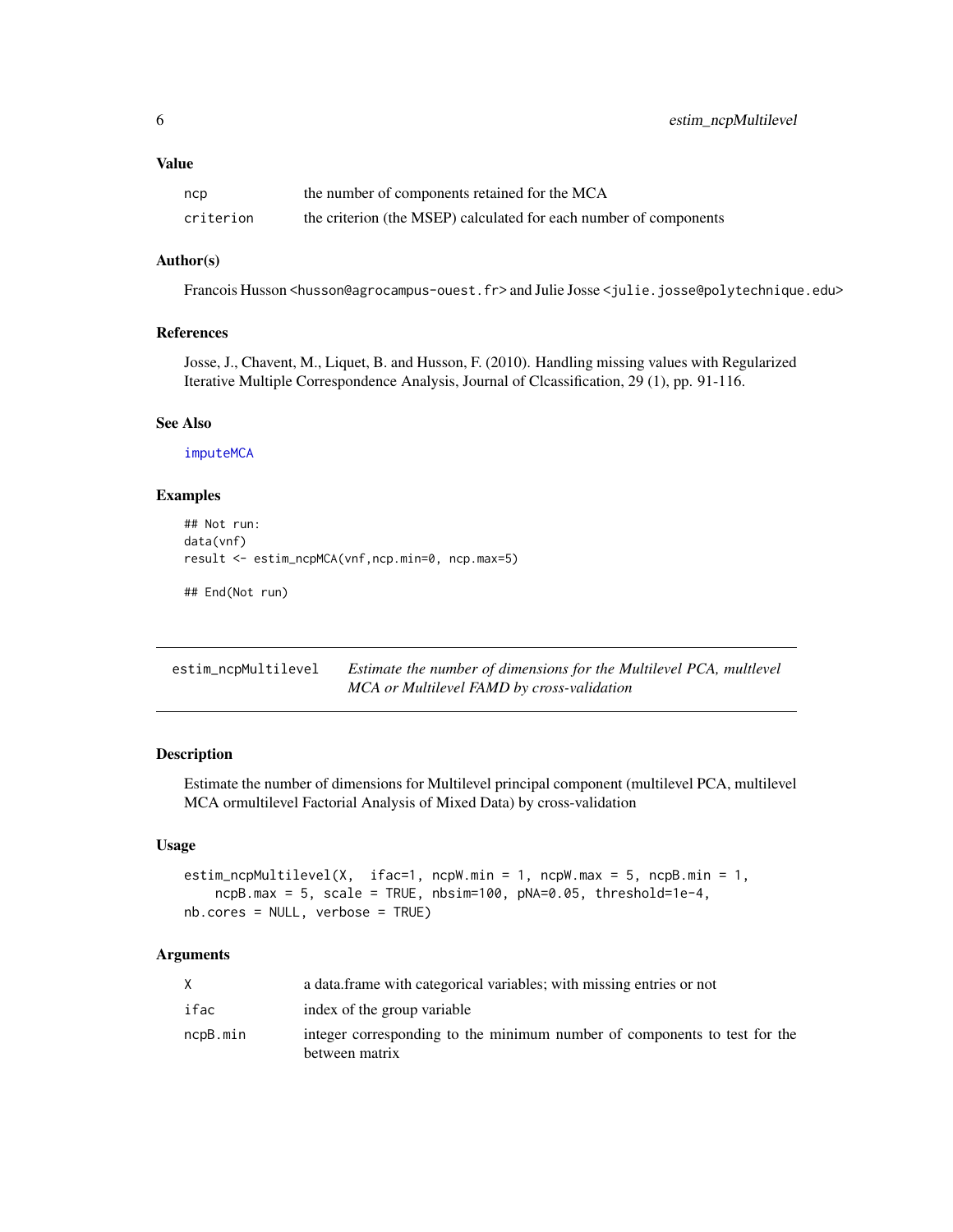### Value

| | |
|---|---|
| ncp | the number of components retained for the MCA |
| criterion | the criterion (the MSEP) calculated for each number of components |

### Author(s)

Francois Husson <husson@agrocampus-ouest.fr> and Julie Josse <julie.josse@polytechnique.edu>

### References

Josse, J., Chavent, M., Liquet, B. and Husson, F. (2010). Handling missing values with Regularized Iterative Multiple Correspondence Analysis, Journal of Clcassification, 29 (1), pp. 91-116.

### See Also

imputeMCA

### Examples

```
## Not run:
data(vnf)
result <- estim_ncpMCA(vnf,ncp.min=0, ncp.max=5)

## End(Not run)
```

## estim_ncpMultilevel — *Estimate the number of dimensions for the Multilevel PCA, multlevel MCA or Multilevel FAMD by cross-validation*

### Description

Estimate the number of dimensions for Multilevel principal component (multilevel PCA, multilevel MCA ormultilevel Factorial Analysis of Mixed Data) by cross-validation

### Usage

```
estim_ncpMultilevel(X,  ifac=1, ncpW.min = 1, ncpW.max = 5, ncpB.min = 1,
    ncpB.max = 5, scale = TRUE, nbsim=100, pNA=0.05, threshold=1e-4,
nb.cores = NULL, verbose = TRUE)
```

### Arguments

| | |
|---|---|
| X | a data.frame with categorical variables; with missing entries or not |
| ifac | index of the group variable |
| ncpB.min | integer corresponding to the minimum number of components to test for the between matrix |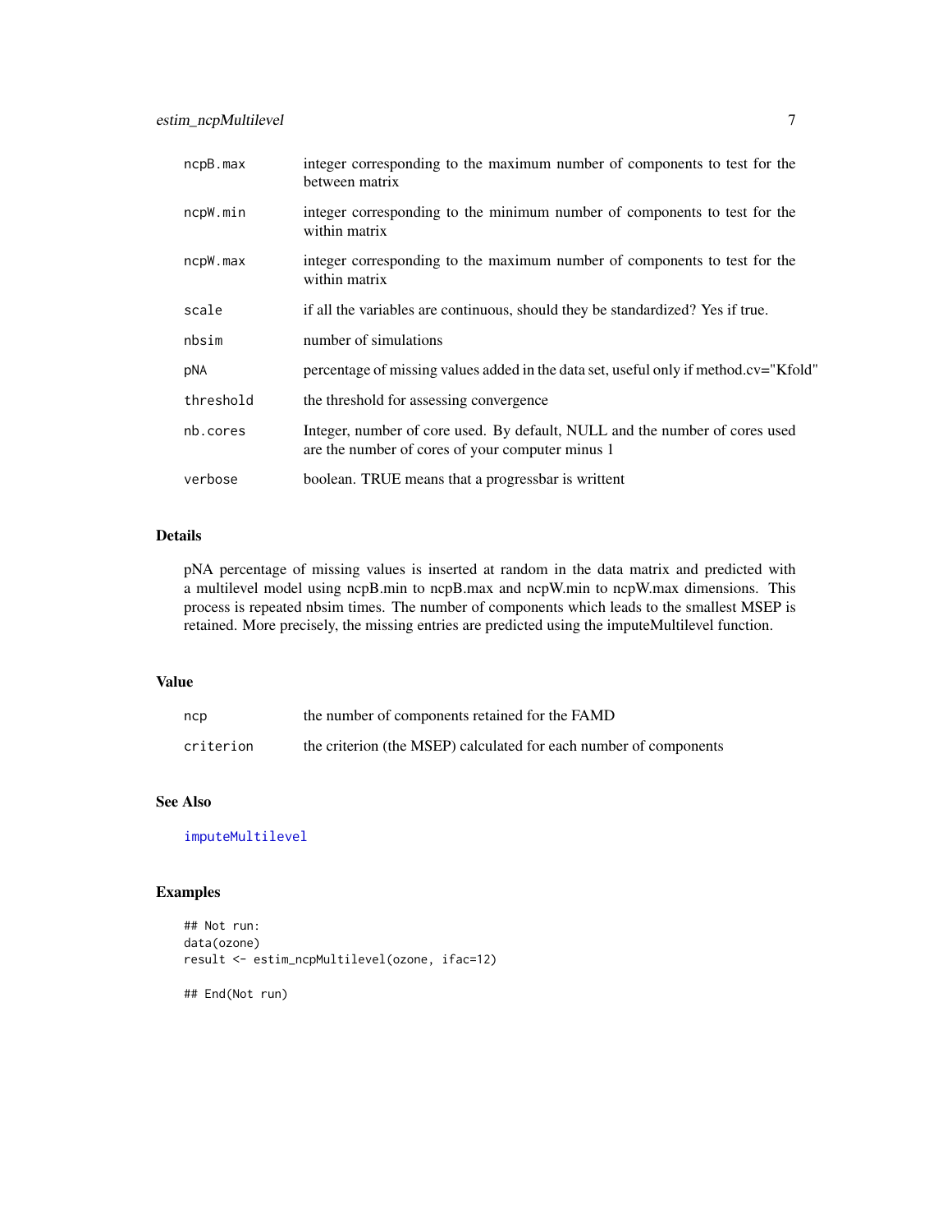| | |
|---|---|
| `ncpB.max` | integer corresponding to the maximum number of components to test for the between matrix |
| `ncpW.min` | integer corresponding to the minimum number of components to test for the within matrix |
| `ncpW.max` | integer corresponding to the maximum number of components to test for the within matrix |
| `scale` | if all the variables are continuous, should they be standardized? Yes if true. |
| `nbsim` | number of simulations |
| `pNA` | percentage of missing values added in the data set, useful only if method.cv="Kfold" |
| `threshold` | the threshold for assessing convergence |
| `nb.cores` | Integer, number of core used. By default, NULL and the number of cores used are the number of cores of your computer minus 1 |
| `verbose` | boolean. TRUE means that a progressbar is writtent |

## Details

pNA percentage of missing values is inserted at random in the data matrix and predicted with a multilevel model using ncpB.min to ncpB.max and ncpW.min to ncpW.max dimensions. This process is repeated nbsim times. The number of components which leads to the smallest MSEP is retained. More precisely, the missing entries are predicted using the imputeMultilevel function.

## Value

| | |
|---|---|
| `ncp` | the number of components retained for the FAMD |
| `criterion` | the criterion (the MSEP) calculated for each number of components |

## See Also

`imputeMultilevel`

## Examples

```
## Not run:
data(ozone)
result <- estim_ncpMultilevel(ozone, ifac=12)

## End(Not run)
```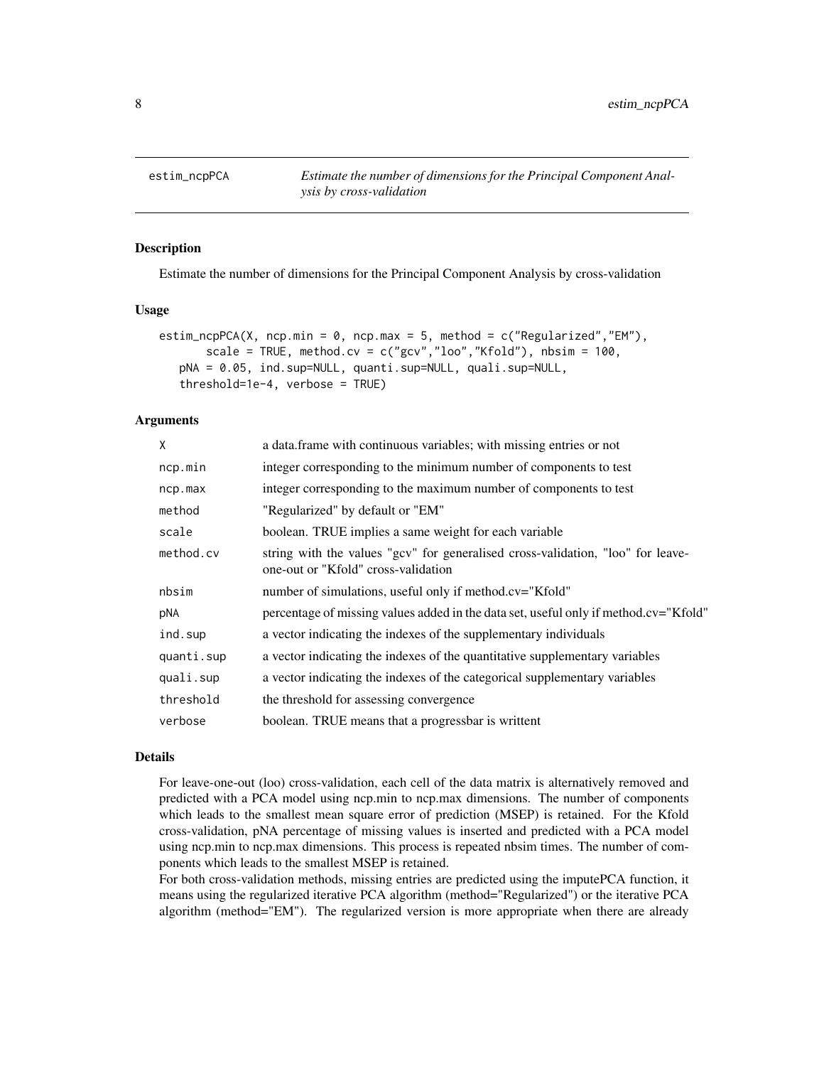## estim_ncpPCA

*Estimate the number of dimensions for the Principal Component Analysis by cross-validation*

### Description

Estimate the number of dimensions for the Principal Component Analysis by cross-validation

### Usage

```
estim_ncpPCA(X, ncp.min = 0, ncp.max = 5, method = c("Regularized","EM"),
       scale = TRUE, method.cv = c("gcv","loo","Kfold"), nbsim = 100,
   pNA = 0.05, ind.sup=NULL, quanti.sup=NULL, quali.sup=NULL,
   threshold=1e-4, verbose = TRUE)
```

### Arguments

| | |
|---|---|
| X | a data.frame with continuous variables; with missing entries or not |
| ncp.min | integer corresponding to the minimum number of components to test |
| ncp.max | integer corresponding to the maximum number of components to test |
| method | "Regularized" by default or "EM" |
| scale | boolean. TRUE implies a same weight for each variable |
| method.cv | string with the values "gcv" for generalised cross-validation, "loo" for leave-one-out or "Kfold" cross-validation |
| nbsim | number of simulations, useful only if method.cv="Kfold" |
| pNA | percentage of missing values added in the data set, useful only if method.cv="Kfold" |
| ind.sup | a vector indicating the indexes of the supplementary individuals |
| quanti.sup | a vector indicating the indexes of the quantitative supplementary variables |
| quali.sup | a vector indicating the indexes of the categorical supplementary variables |
| threshold | the threshold for assessing convergence |
| verbose | boolean. TRUE means that a progressbar is writtent |

### Details

For leave-one-out (loo) cross-validation, each cell of the data matrix is alternatively removed and predicted with a PCA model using ncp.min to ncp.max dimensions. The number of components which leads to the smallest mean square error of prediction (MSEP) is retained. For the Kfold cross-validation, pNA percentage of missing values is inserted and predicted with a PCA model using ncp.min to ncp.max dimensions. This process is repeated nbsim times. The number of components which leads to the smallest MSEP is retained.

For both cross-validation methods, missing entries are predicted using the imputePCA function, it means using the regularized iterative PCA algorithm (method="Regularized") or the iterative PCA algorithm (method="EM"). The regularized version is more appropriate when there are already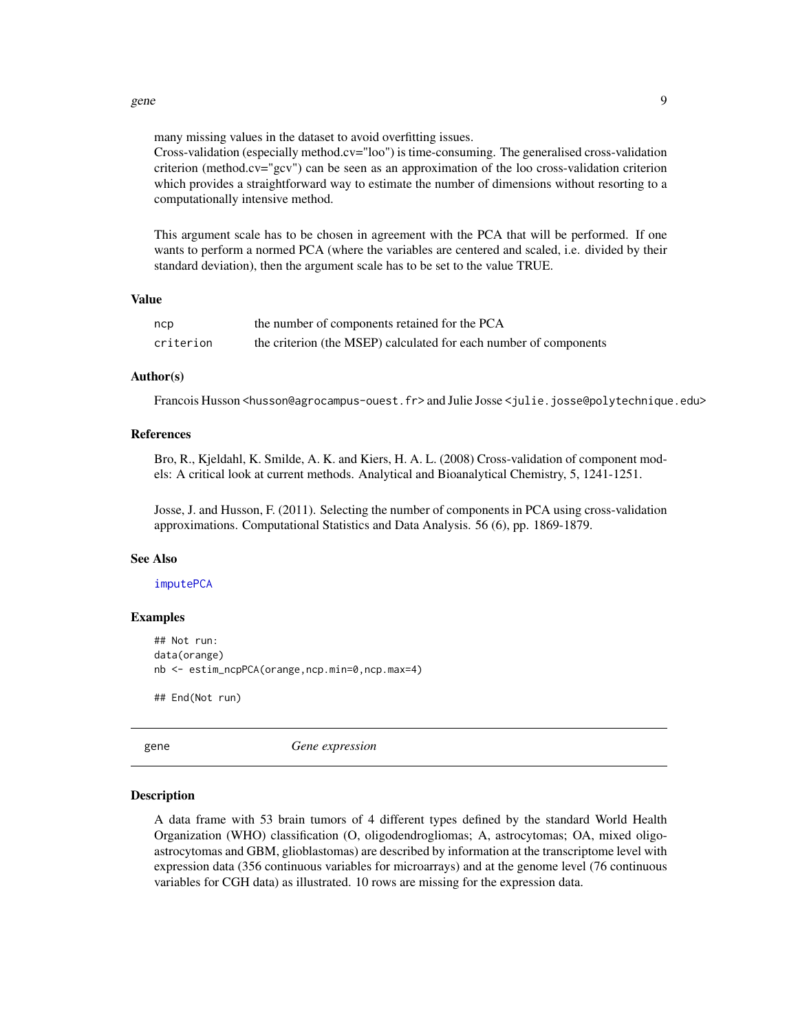many missing values in the dataset to avoid overfitting issues.
Cross-validation (especially method.cv="loo") is time-consuming. The generalised cross-validation criterion (method.cv="gcv") can be seen as an approximation of the loo cross-validation criterion which provides a straightforward way to estimate the number of dimensions without resorting to a computationally intensive method.

This argument scale has to be chosen in agreement with the PCA that will be performed. If one wants to perform a normed PCA (where the variables are centered and scaled, i.e. divided by their standard deviation), then the argument scale has to be set to the value TRUE.

### Value

| | |
|---|---|
| `ncp` | the number of components retained for the PCA |
| `criterion` | the criterion (the MSEP) calculated for each number of components |

### Author(s)

Francois Husson <husson@agrocampus-ouest.fr> and Julie Josse <julie.josse@polytechnique.edu>

### References

Bro, R., Kjeldahl, K. Smilde, A. K. and Kiers, H. A. L. (2008) Cross-validation of component models: A critical look at current methods. Analytical and Bioanalytical Chemistry, 5, 1241-1251.

Josse, J. and Husson, F. (2011). Selecting the number of components in PCA using cross-validation approximations. Computational Statistics and Data Analysis. 56 (6), pp. 1869-1879.

### See Also

imputePCA

### Examples

```
## Not run:
data(orange)
nb <- estim_ncpPCA(orange,ncp.min=0,ncp.max=4)

## End(Not run)
```

---

## gene — *Gene expression*

### Description

A data frame with 53 brain tumors of 4 different types defined by the standard World Health Organization (WHO) classification (O, oligodendrogliomas; A, astrocytomas; OA, mixed oligo-astrocytomas and GBM, glioblastomas) are described by information at the transcriptome level with expression data (356 continuous variables for microarrays) and at the genome level (76 continuous variables for CGH data) as illustrated. 10 rows are missing for the expression data.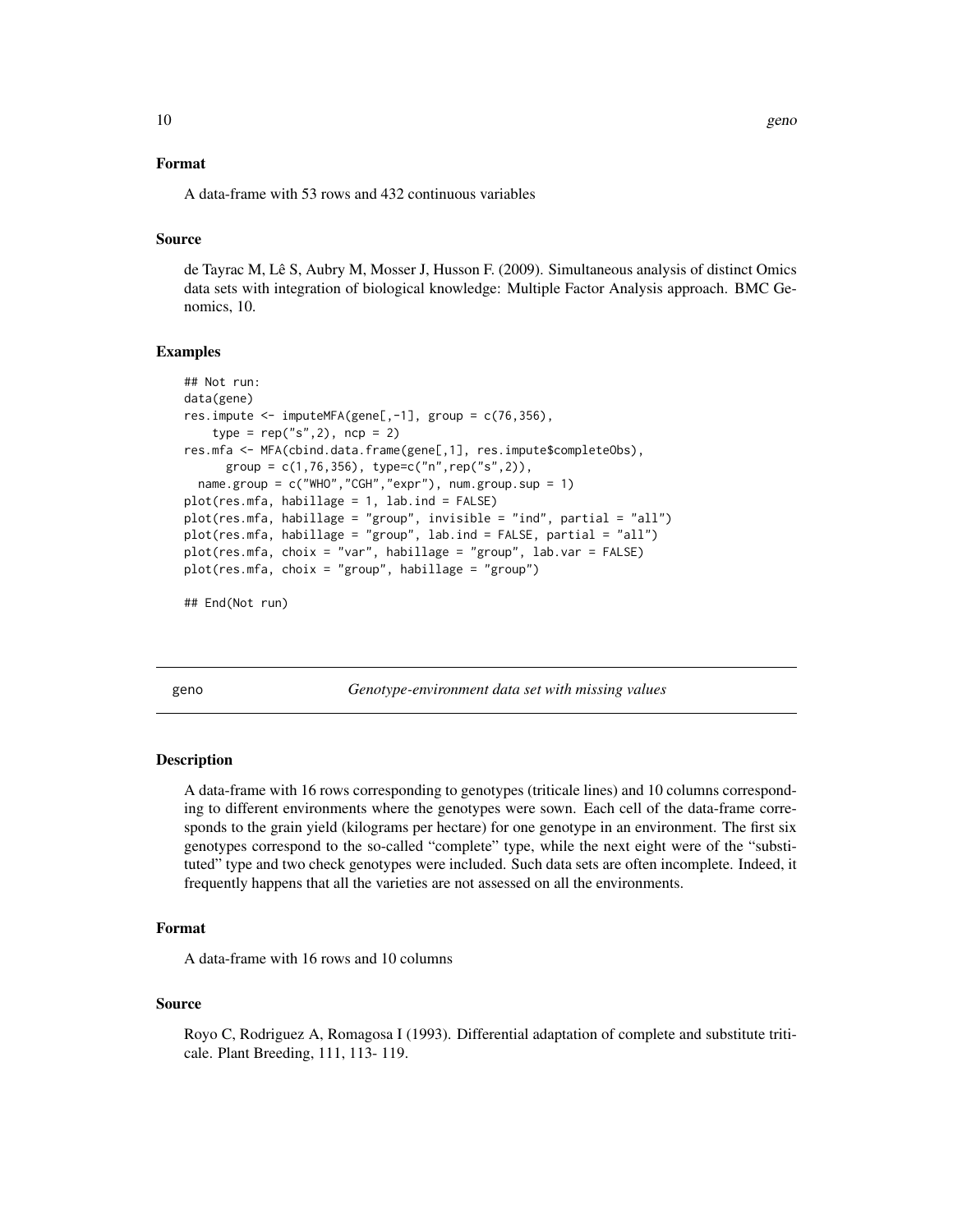### Format

A data-frame with 53 rows and 432 continuous variables

### Source

de Tayrac M, Lê S, Aubry M, Mosser J, Husson F. (2009). Simultaneous analysis of distinct Omics data sets with integration of biological knowledge: Multiple Factor Analysis approach. BMC Genomics, 10.

### Examples

```
## Not run:
data(gene)
res.impute <- imputeMFA(gene[,-1], group = c(76,356),
    type = rep("s",2), ncp = 2)
res.mfa <- MFA(cbind.data.frame(gene[,1], res.impute$completeObs),
      group = c(1,76,356), type=c("n",rep("s",2)),
  name.group = c("WHO","CGH","expr"), num.group.sup = 1)
plot(res.mfa, habillage = 1, lab.ind = FALSE)
plot(res.mfa, habillage = "group", invisible = "ind", partial = "all")
plot(res.mfa, habillage = "group", lab.ind = FALSE, partial = "all")
plot(res.mfa, choix = "var", habillage = "group", lab.var = FALSE)
plot(res.mfa, choix = "group", habillage = "group")

## End(Not run)
```

## geno — *Genotype-environment data set with missing values*

### Description

A data-frame with 16 rows corresponding to genotypes (triticale lines) and 10 columns corresponding to different environments where the genotypes were sown. Each cell of the data-frame corresponds to the grain yield (kilograms per hectare) for one genotype in an environment. The first six genotypes correspond to the so-called "complete" type, while the next eight were of the "substituted" type and two check genotypes were included. Such data sets are often incomplete. Indeed, it frequently happens that all the varieties are not assessed on all the environments.

### Format

A data-frame with 16 rows and 10 columns

### Source

Royo C, Rodriguez A, Romagosa I (1993). Differential adaptation of complete and substitute triticale. Plant Breeding, 111, 113- 119.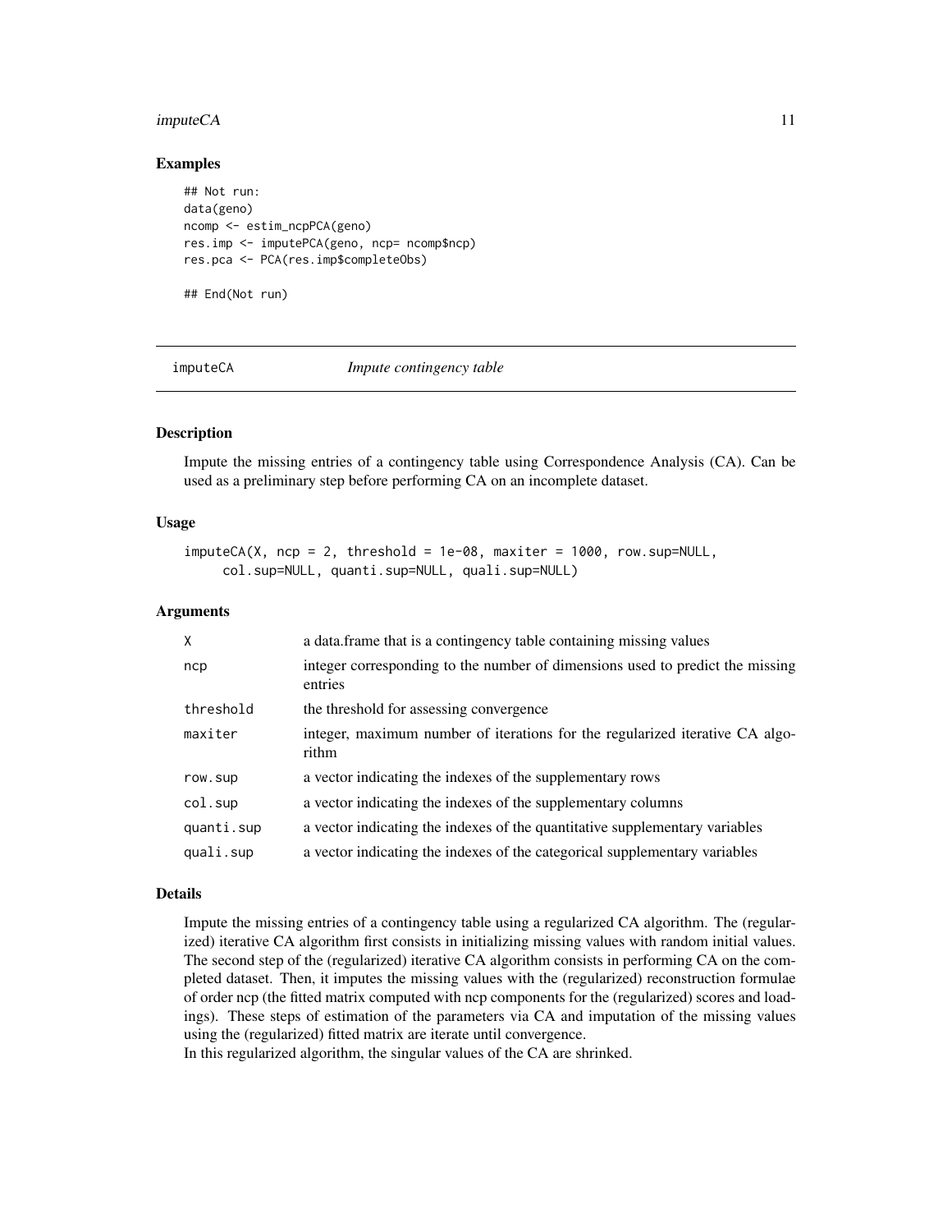### Examples

```
## Not run:
data(geno)
ncomp <- estim_ncpPCA(geno)
res.imp <- imputePCA(geno, ncp= ncomp$ncp)
res.pca <- PCA(res.imp$completeObs)

## End(Not run)
```

---

## imputeCA *Impute contingency table*

---

### Description

Impute the missing entries of a contingency table using Correspondence Analysis (CA). Can be used as a preliminary step before performing CA on an incomplete dataset.

### Usage

```
imputeCA(X, ncp = 2, threshold = 1e-08, maxiter = 1000, row.sup=NULL,
     col.sup=NULL, quanti.sup=NULL, quali.sup=NULL)
```

### Arguments

| | |
|---|---|
| `X` | a data.frame that is a contingency table containing missing values |
| `ncp` | integer corresponding to the number of dimensions used to predict the missing entries |
| `threshold` | the threshold for assessing convergence |
| `maxiter` | integer, maximum number of iterations for the regularized iterative CA algorithm |
| `row.sup` | a vector indicating the indexes of the supplementary rows |
| `col.sup` | a vector indicating the indexes of the supplementary columns |
| `quanti.sup` | a vector indicating the indexes of the quantitative supplementary variables |
| `quali.sup` | a vector indicating the indexes of the categorical supplementary variables |

### Details

Impute the missing entries of a contingency table using a regularized CA algorithm. The (regularized) iterative CA algorithm first consists in initializing missing values with random initial values. The second step of the (regularized) iterative CA algorithm consists in performing CA on the completed dataset. Then, it imputes the missing values with the (regularized) reconstruction formulae of order ncp (the fitted matrix computed with ncp components for the (regularized) scores and loadings). These steps of estimation of the parameters via CA and imputation of the missing values using the (regularized) fitted matrix are iterate until convergence.
In this regularized algorithm, the singular values of the CA are shrinked.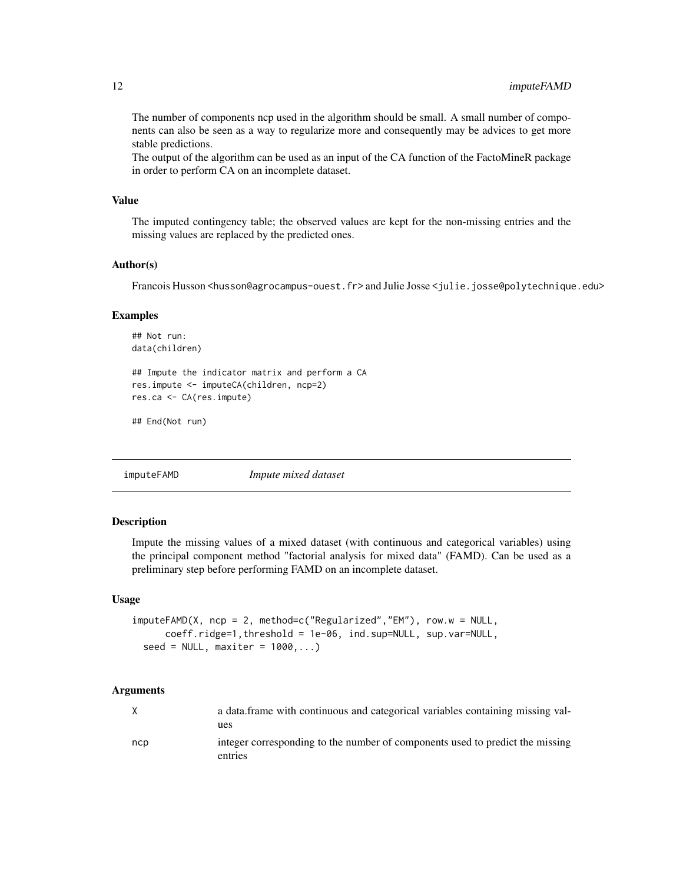The number of components ncp used in the algorithm should be small. A small number of components can also be seen as a way to regularize more and consequently may be advices to get more stable predictions.
The output of the algorithm can be used as an input of the CA function of the FactoMineR package in order to perform CA on an incomplete dataset.

### Value

The imputed contingency table; the observed values are kept for the non-missing entries and the missing values are replaced by the predicted ones.

### Author(s)

Francois Husson <husson@agrocampus-ouest.fr> and Julie Josse <julie.josse@polytechnique.edu>

### Examples

```
## Not run:
data(children)

## Impute the indicator matrix and perform a CA
res.impute <- imputeCA(children, ncp=2)
res.ca <- CA(res.impute)

## End(Not run)
```

---

## imputeFAMD *Impute mixed dataset*

---

### Description

Impute the missing values of a mixed dataset (with continuous and categorical variables) using the principal component method "factorial analysis for mixed data" (FAMD). Can be used as a preliminary step before performing FAMD on an incomplete dataset.

### Usage

```
imputeFAMD(X, ncp = 2, method=c("Regularized","EM"), row.w = NULL,
      coeff.ridge=1,threshold = 1e-06, ind.sup=NULL, sup.var=NULL,
  seed = NULL, maxiter = 1000,...)
```

### Arguments

| | |
|---|---|
| X | a data.frame with continuous and categorical variables containing missing values |
| ncp | integer corresponding to the number of components used to predict the missing entries |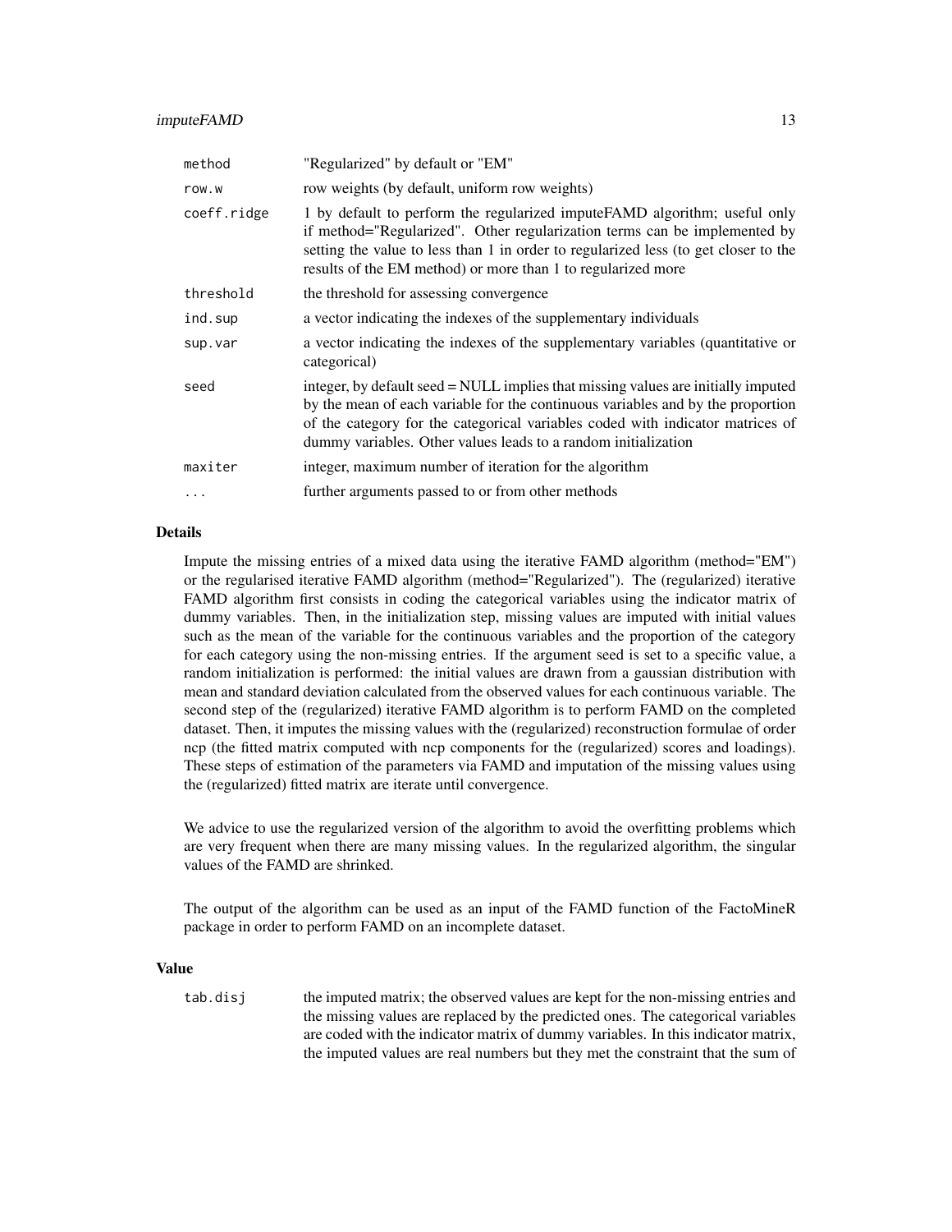| | |
|---|---|
| method | "Regularized" by default or "EM" |
| row.w | row weights (by default, uniform row weights) |
| coeff.ridge | 1 by default to perform the regularized imputeFAMD algorithm; useful only if method="Regularized". Other regularization terms can be implemented by setting the value to less than 1 in order to regularized less (to get closer to the results of the EM method) or more than 1 to regularized more |
| threshold | the threshold for assessing convergence |
| ind.sup | a vector indicating the indexes of the supplementary individuals |
| sup.var | a vector indicating the indexes of the supplementary variables (quantitative or categorical) |
| seed | integer, by default seed = NULL implies that missing values are initially imputed by the mean of each variable for the continuous variables and by the proportion of the category for the categorical variables coded with indicator matrices of dummy variables. Other values leads to a random initialization |
| maxiter | integer, maximum number of iteration for the algorithm |
| ... | further arguments passed to or from other methods |

### Details

Impute the missing entries of a mixed data using the iterative FAMD algorithm (method="EM") or the regularised iterative FAMD algorithm (method="Regularized"). The (regularized) iterative FAMD algorithm first consists in coding the categorical variables using the indicator matrix of dummy variables. Then, in the initialization step, missing values are imputed with initial values such as the mean of the variable for the continuous variables and the proportion of the category for each category using the non-missing entries. If the argument seed is set to a specific value, a random initialization is performed: the initial values are drawn from a gaussian distribution with mean and standard deviation calculated from the observed values for each continuous variable. The second step of the (regularized) iterative FAMD algorithm is to perform FAMD on the completed dataset. Then, it imputes the missing values with the (regularized) reconstruction formulae of order ncp (the fitted matrix computed with ncp components for the (regularized) scores and loadings). These steps of estimation of the parameters via FAMD and imputation of the missing values using the (regularized) fitted matrix are iterate until convergence.

We advice to use the regularized version of the algorithm to avoid the overfitting problems which are very frequent when there are many missing values. In the regularized algorithm, the singular values of the FAMD are shrinked.

The output of the algorithm can be used as an input of the FAMD function of the FactoMineR package in order to perform FAMD on an incomplete dataset.

### Value

| | |
|---|---|
| tab.disj | the imputed matrix; the observed values are kept for the non-missing entries and the missing values are replaced by the predicted ones. The categorical variables are coded with the indicator matrix of dummy variables. In this indicator matrix, the imputed values are real numbers but they met the constraint that the sum of |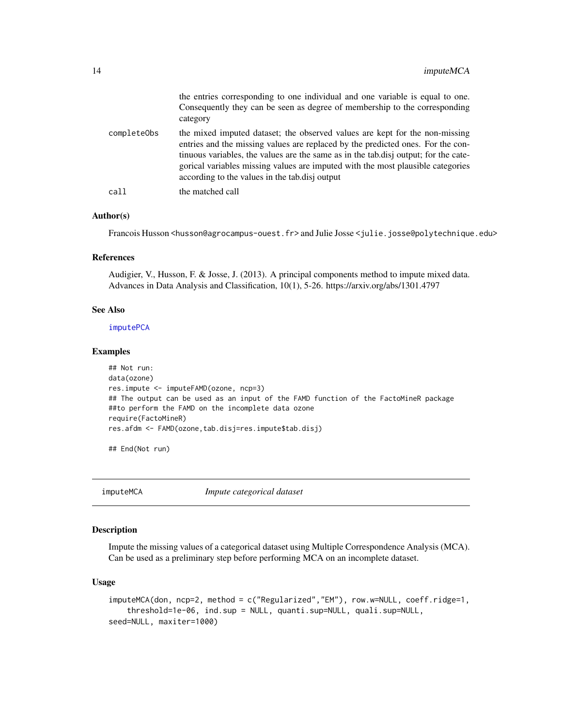the entries corresponding to one individual and one variable is equal to one. Consequently they can be seen as degree of membership to the corresponding category

completeObs
: the mixed imputed dataset; the observed values are kept for the non-missing entries and the missing values are replaced by the predicted ones. For the continuous variables, the values are the same as in the tab.disj output; for the categorical variables missing values are imputed with the most plausible categories according to the values in the tab.disj output

call
: the matched call

### Author(s)

Francois Husson <husson@agrocampus-ouest.fr> and Julie Josse <julie.josse@polytechnique.edu>

### References

Audigier, V., Husson, F. & Josse, J. (2013). A principal components method to impute mixed data. Advances in Data Analysis and Classification, 10(1), 5-26. https://arxiv.org/abs/1301.4797

### See Also

imputePCA

### Examples

```
## Not run:
data(ozone)
res.impute <- imputeFAMD(ozone, ncp=3)
## The output can be used as an input of the FAMD function of the FactoMineR package
##to perform the FAMD on the incomplete data ozone
require(FactoMineR)
res.afdm <- FAMD(ozone,tab.disj=res.impute$tab.disj)

## End(Not run)
```

---

## imputeMCA — *Impute categorical dataset*

### Description

Impute the missing values of a categorical dataset using Multiple Correspondence Analysis (MCA). Can be used as a preliminary step before performing MCA on an incomplete dataset.

### Usage

```
imputeMCA(don, ncp=2, method = c("Regularized","EM"), row.w=NULL, coeff.ridge=1,
    threshold=1e-06, ind.sup = NULL, quanti.sup=NULL, quali.sup=NULL,
seed=NULL, maxiter=1000)
```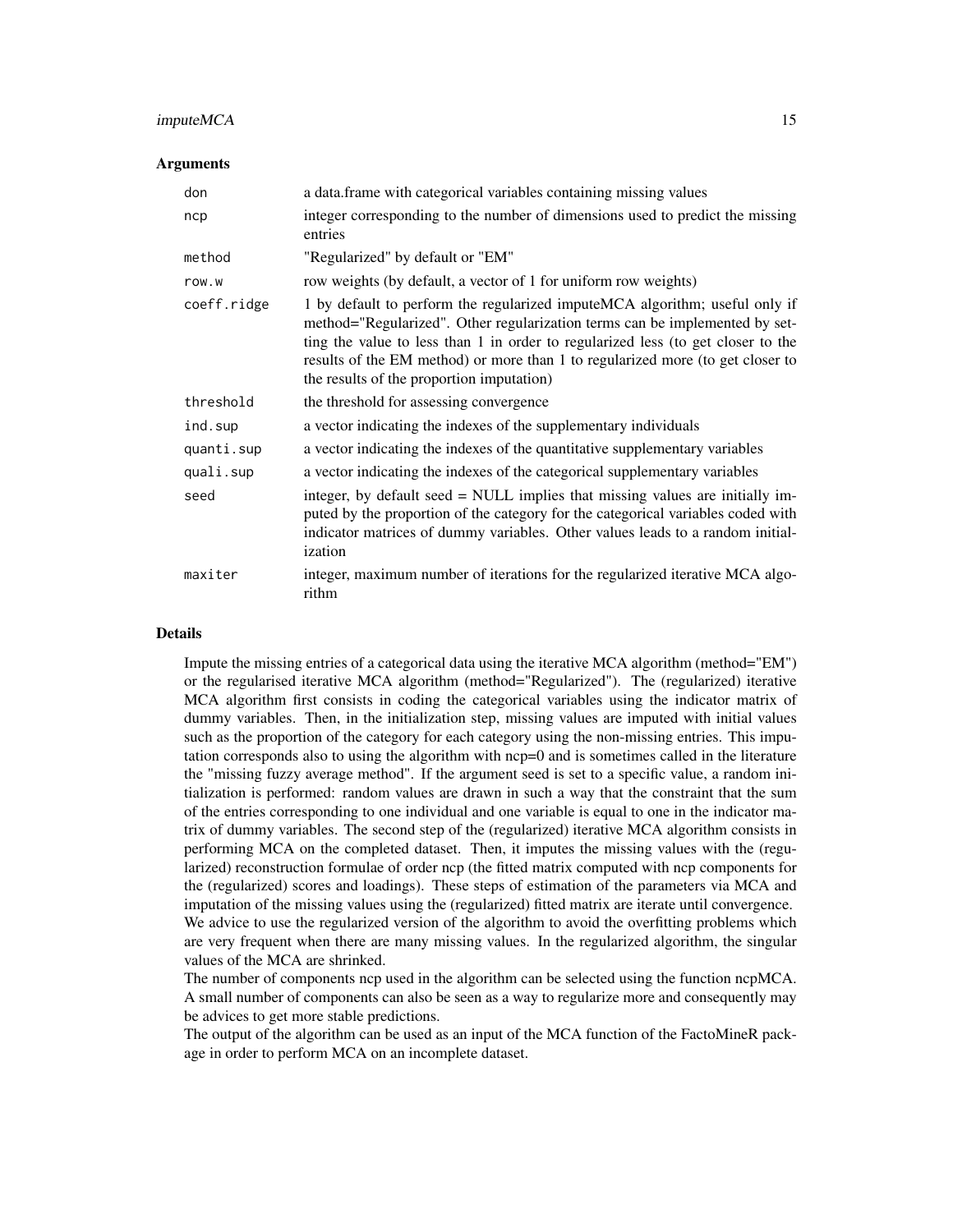### Arguments

| | |
|---|---|
| don | a data.frame with categorical variables containing missing values |
| ncp | integer corresponding to the number of dimensions used to predict the missing entries |
| method | "Regularized" by default or "EM" |
| row.w | row weights (by default, a vector of 1 for uniform row weights) |
| coeff.ridge | 1 by default to perform the regularized imputeMCA algorithm; useful only if method="Regularized". Other regularization terms can be implemented by setting the value to less than 1 in order to regularized less (to get closer to the results of the EM method) or more than 1 to regularized more (to get closer to the results of the proportion imputation) |
| threshold | the threshold for assessing convergence |
| ind.sup | a vector indicating the indexes of the supplementary individuals |
| quanti.sup | a vector indicating the indexes of the quantitative supplementary variables |
| quali.sup | a vector indicating the indexes of the categorical supplementary variables |
| seed | integer, by default seed = NULL implies that missing values are initially imputed by the proportion of the category for the categorical variables coded with indicator matrices of dummy variables. Other values leads to a random initialization |
| maxiter | integer, maximum number of iterations for the regularized iterative MCA algorithm |

### Details

Impute the missing entries of a categorical data using the iterative MCA algorithm (method="EM") or the regularised iterative MCA algorithm (method="Regularized"). The (regularized) iterative MCA algorithm first consists in coding the categorical variables using the indicator matrix of dummy variables. Then, in the initialization step, missing values are imputed with initial values such as the proportion of the category for each category using the non-missing entries. This imputation corresponds also to using the algorithm with ncp=0 and is sometimes called in the literature the "missing fuzzy average method". If the argument seed is set to a specific value, a random initialization is performed: random values are drawn in such a way that the constraint that the sum of the entries corresponding to one individual and one variable is equal to one in the indicator matrix of dummy variables. The second step of the (regularized) iterative MCA algorithm consists in performing MCA on the completed dataset. Then, it imputes the missing values with the (regularized) reconstruction formulae of order ncp (the fitted matrix computed with ncp components for the (regularized) scores and loadings). These steps of estimation of the parameters via MCA and imputation of the missing values using the (regularized) fitted matrix are iterate until convergence. We advice to use the regularized version of the algorithm to avoid the overfitting problems which are very frequent when there are many missing values. In the regularized algorithm, the singular values of the MCA are shrinked.
The number of components ncp used in the algorithm can be selected using the function ncpMCA. A small number of components can also be seen as a way to regularize more and consequently may be advices to get more stable predictions.
The output of the algorithm can be used as an input of the MCA function of the FactoMineR package in order to perform MCA on an incomplete dataset.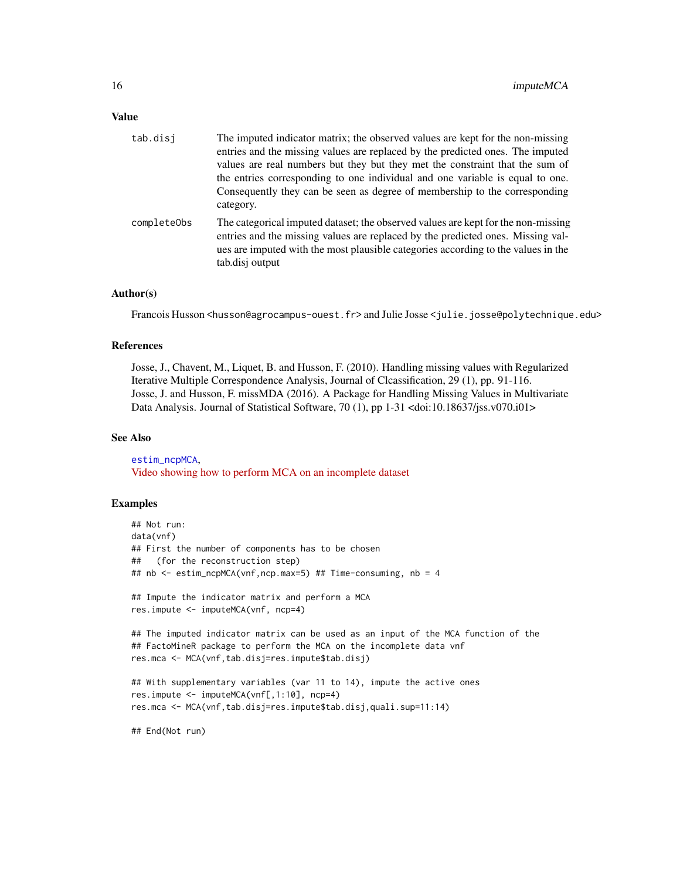## Value

**tab.disj** The imputed indicator matrix; the observed values are kept for the non-missing entries and the missing values are replaced by the predicted ones. The imputed values are real numbers but they but they met the constraint that the sum of the entries corresponding to one individual and one variable is equal to one. Consequently they can be seen as degree of membership to the corresponding category.

**completeObs** The categorical imputed dataset; the observed values are kept for the non-missing entries and the missing values are replaced by the predicted ones. Missing values are imputed with the most plausible categories according to the values in the tab.disj output

## Author(s)

Francois Husson <husson@agrocampus-ouest.fr> and Julie Josse <julie.josse@polytechnique.edu>

## References

Josse, J., Chavent, M., Liquet, B. and Husson, F. (2010). Handling missing values with Regularized Iterative Multiple Correspondence Analysis, Journal of Clcassification, 29 (1), pp. 91-116.
Josse, J. and Husson, F. missMDA (2016). A Package for Handling Missing Values in Multivariate Data Analysis. Journal of Statistical Software, 70 (1), pp 1-31 <doi:10.18637/jss.v070.i01>

## See Also

estim_ncpMCA,
Video showing how to perform MCA on an incomplete dataset

## Examples

```
## Not run:
data(vnf)
## First the number of components has to be chosen
##   (for the reconstruction step)
## nb <- estim_ncpMCA(vnf,ncp.max=5) ## Time-consuming, nb = 4

## Impute the indicator matrix and perform a MCA
res.impute <- imputeMCA(vnf, ncp=4)

## The imputed indicator matrix can be used as an input of the MCA function of the
## FactoMineR package to perform the MCA on the incomplete data vnf
res.mca <- MCA(vnf,tab.disj=res.impute$tab.disj)

## With supplementary variables (var 11 to 14), impute the active ones
res.impute <- imputeMCA(vnf[,1:10], ncp=4)
res.mca <- MCA(vnf,tab.disj=res.impute$tab.disj,quali.sup=11:14)

## End(Not run)
```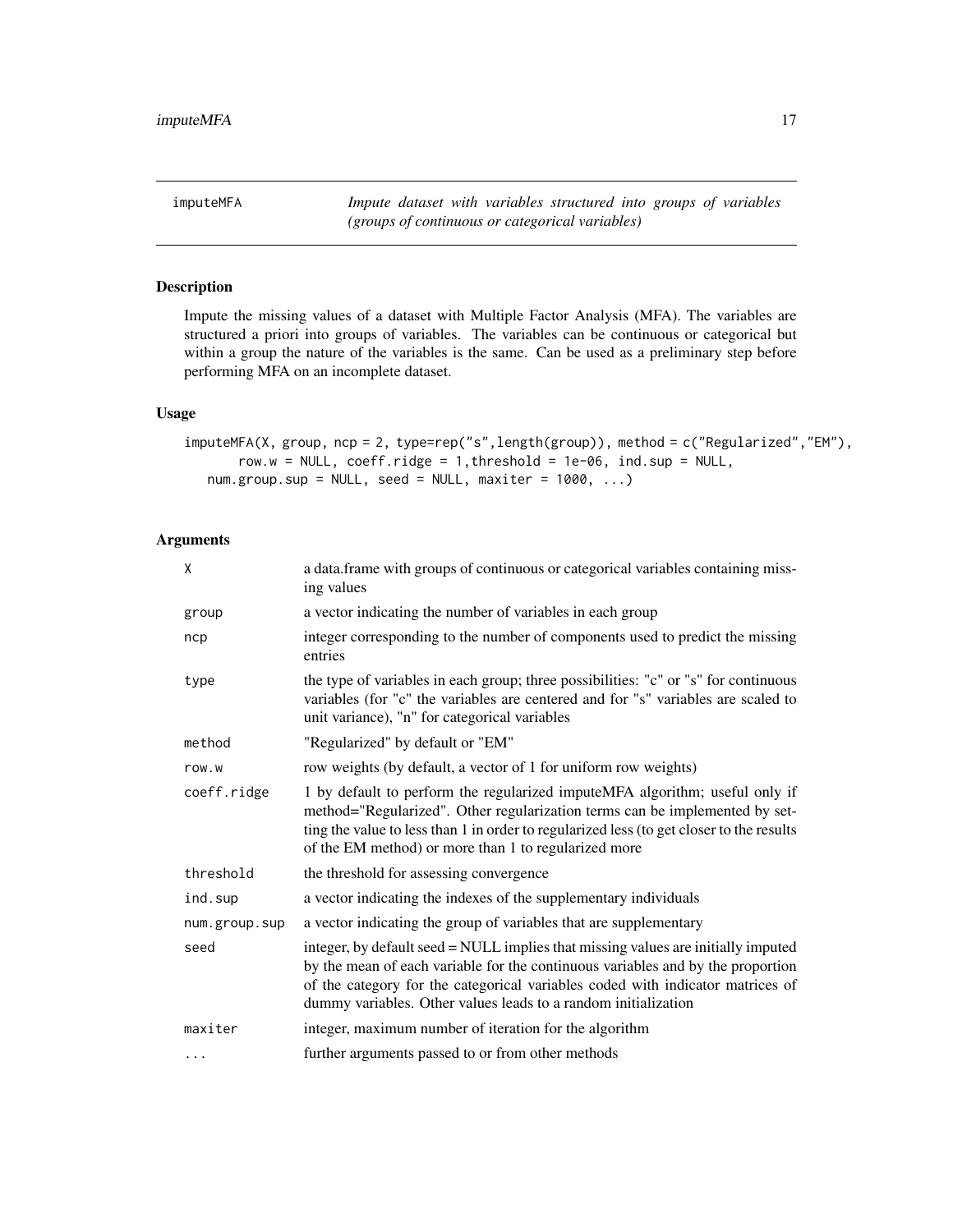# imputeMFA

*Impute dataset with variables structured into groups of variables (groups of continuous or categorical variables)*

## Description

Impute the missing values of a dataset with Multiple Factor Analysis (MFA). The variables are structured a priori into groups of variables. The variables can be continuous or categorical but within a group the nature of the variables is the same. Can be used as a preliminary step before performing MFA on an incomplete dataset.

## Usage

```
imputeMFA(X, group, ncp = 2, type=rep("s",length(group)), method = c("Regularized","EM"),
       row.w = NULL, coeff.ridge = 1,threshold = 1e-06, ind.sup = NULL,
   num.group.sup = NULL, seed = NULL, maxiter = 1000, ...)
```

## Arguments

| | |
|---|---|
| `X` | a data.frame with groups of continuous or categorical variables containing missing values |
| `group` | a vector indicating the number of variables in each group |
| `ncp` | integer corresponding to the number of components used to predict the missing entries |
| `type` | the type of variables in each group; three possibilities: "c" or "s" for continuous variables (for "c" the variables are centered and for "s" variables are scaled to unit variance), "n" for categorical variables |
| `method` | "Regularized" by default or "EM" |
| `row.w` | row weights (by default, a vector of 1 for uniform row weights) |
| `coeff.ridge` | 1 by default to perform the regularized imputeMFA algorithm; useful only if method="Regularized". Other regularization terms can be implemented by setting the value to less than 1 in order to regularized less (to get closer to the results of the EM method) or more than 1 to regularized more |
| `threshold` | the threshold for assessing convergence |
| `ind.sup` | a vector indicating the indexes of the supplementary individuals |
| `num.group.sup` | a vector indicating the group of variables that are supplementary |
| `seed` | integer, by default seed = NULL implies that missing values are initially imputed by the mean of each variable for the continuous variables and by the proportion of the category for the categorical variables coded with indicator matrices of dummy variables. Other values leads to a random initialization |
| `maxiter` | integer, maximum number of iteration for the algorithm |
| `...` | further arguments passed to or from other methods |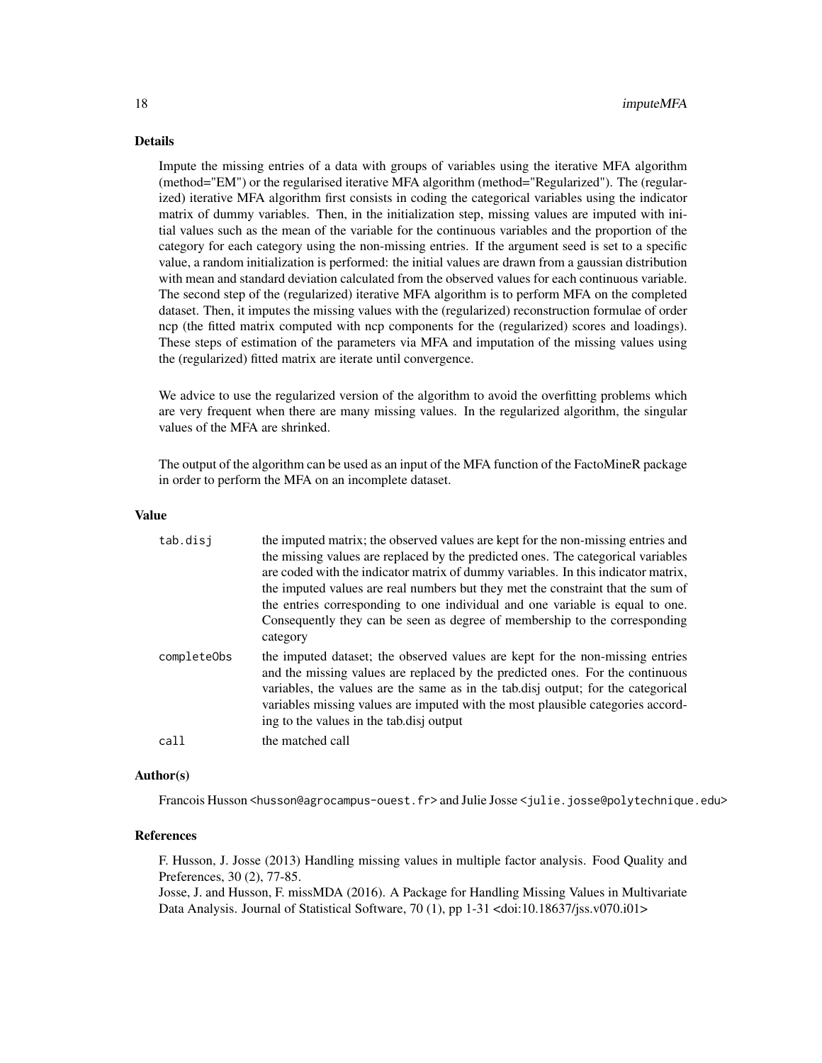### Details

Impute the missing entries of a data with groups of variables using the iterative MFA algorithm (method="EM") or the regularised iterative MFA algorithm (method="Regularized"). The (regularized) iterative MFA algorithm first consists in coding the categorical variables using the indicator matrix of dummy variables. Then, in the initialization step, missing values are imputed with initial values such as the mean of the variable for the continuous variables and the proportion of the category for each category using the non-missing entries. If the argument seed is set to a specific value, a random initialization is performed: the initial values are drawn from a gaussian distribution with mean and standard deviation calculated from the observed values for each continuous variable. The second step of the (regularized) iterative MFA algorithm is to perform MFA on the completed dataset. Then, it imputes the missing values with the (regularized) reconstruction formulae of order ncp (the fitted matrix computed with ncp components for the (regularized) scores and loadings). These steps of estimation of the parameters via MFA and imputation of the missing values using the (regularized) fitted matrix are iterate until convergence.

We advice to use the regularized version of the algorithm to avoid the overfitting problems which are very frequent when there are many missing values. In the regularized algorithm, the singular values of the MFA are shrinked.

The output of the algorithm can be used as an input of the MFA function of the FactoMineR package in order to perform the MFA on an incomplete dataset.

### Value

| | |
|---|---|
| `tab.disj` | the imputed matrix; the observed values are kept for the non-missing entries and the missing values are replaced by the predicted ones. The categorical variables are coded with the indicator matrix of dummy variables. In this indicator matrix, the imputed values are real numbers but they met the constraint that the sum of the entries corresponding to one individual and one variable is equal to one. Consequently they can be seen as degree of membership to the corresponding category |
| `completeObs` | the imputed dataset; the observed values are kept for the non-missing entries and the missing values are replaced by the predicted ones. For the continuous variables, the values are the same as in the tab.disj output; for the categorical variables missing values are imputed with the most plausible categories according to the values in the tab.disj output |
| `call` | the matched call |

### Author(s)

Francois Husson <husson@agrocampus-ouest.fr> and Julie Josse <julie.josse@polytechnique.edu>

### References

F. Husson, J. Josse (2013) Handling missing values in multiple factor analysis. Food Quality and Preferences, 30 (2), 77-85.
Josse, J. and Husson, F. missMDA (2016). A Package for Handling Missing Values in Multivariate Data Analysis. Journal of Statistical Software, 70 (1), pp 1-31 <doi:10.18637/jss.v070.i01>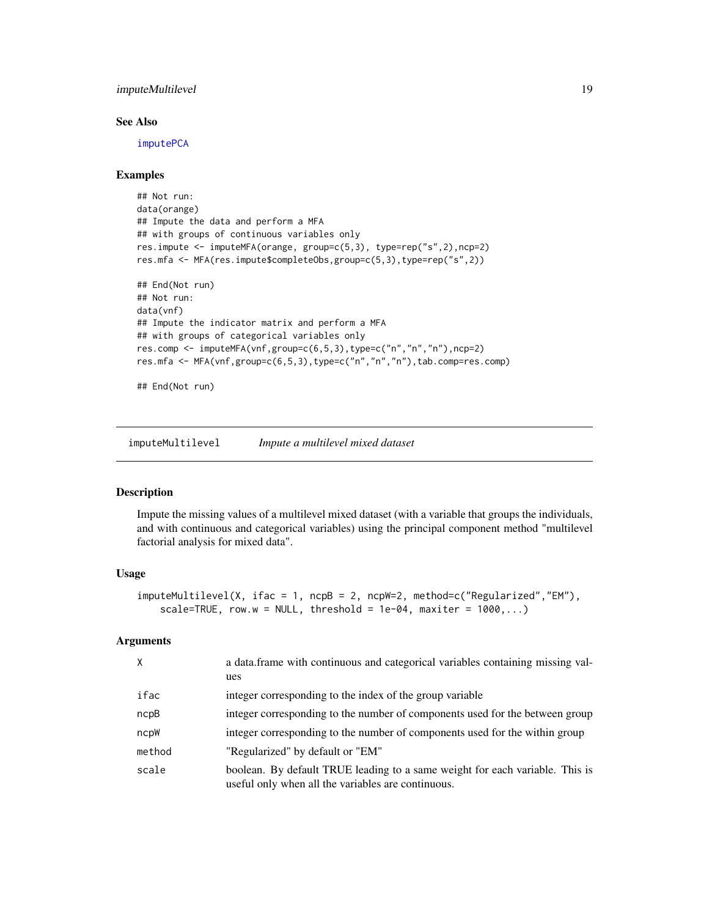### See Also

imputePCA

### Examples

```
## Not run:
data(orange)
## Impute the data and perform a MFA
## with groups of continuous variables only
res.impute <- imputeMFA(orange, group=c(5,3), type=rep("s",2),ncp=2)
res.mfa <- MFA(res.impute$completeObs,group=c(5,3),type=rep("s",2))

## End(Not run)
## Not run:
data(vnf)
## Impute the indicator matrix and perform a MFA
## with groups of categorical variables only
res.comp <- imputeMFA(vnf,group=c(6,5,3),type=c("n","n","n"),ncp=2)
res.mfa <- MFA(vnf,group=c(6,5,3),type=c("n","n","n"),tab.comp=res.comp)

## End(Not run)
```

---

## imputeMultilevel *Impute a multilevel mixed dataset*

### Description

Impute the missing values of a multilevel mixed dataset (with a variable that groups the individuals, and with continuous and categorical variables) using the principal component method "multilevel factorial analysis for mixed data".

### Usage

```
imputeMultilevel(X, ifac = 1, ncpB = 2, ncpW=2, method=c("Regularized","EM"),
    scale=TRUE, row.w = NULL, threshold = 1e-04, maxiter = 1000,...)
```

### Arguments

| | |
|---|---|
| X | a data.frame with continuous and categorical variables containing missing values |
| ifac | integer corresponding to the index of the group variable |
| ncpB | integer corresponding to the number of components used for the between group |
| ncpW | integer corresponding to the number of components used for the within group |
| method | "Regularized" by default or "EM" |
| scale | boolean. By default TRUE leading to a same weight for each variable. This is useful only when all the variables are continuous. |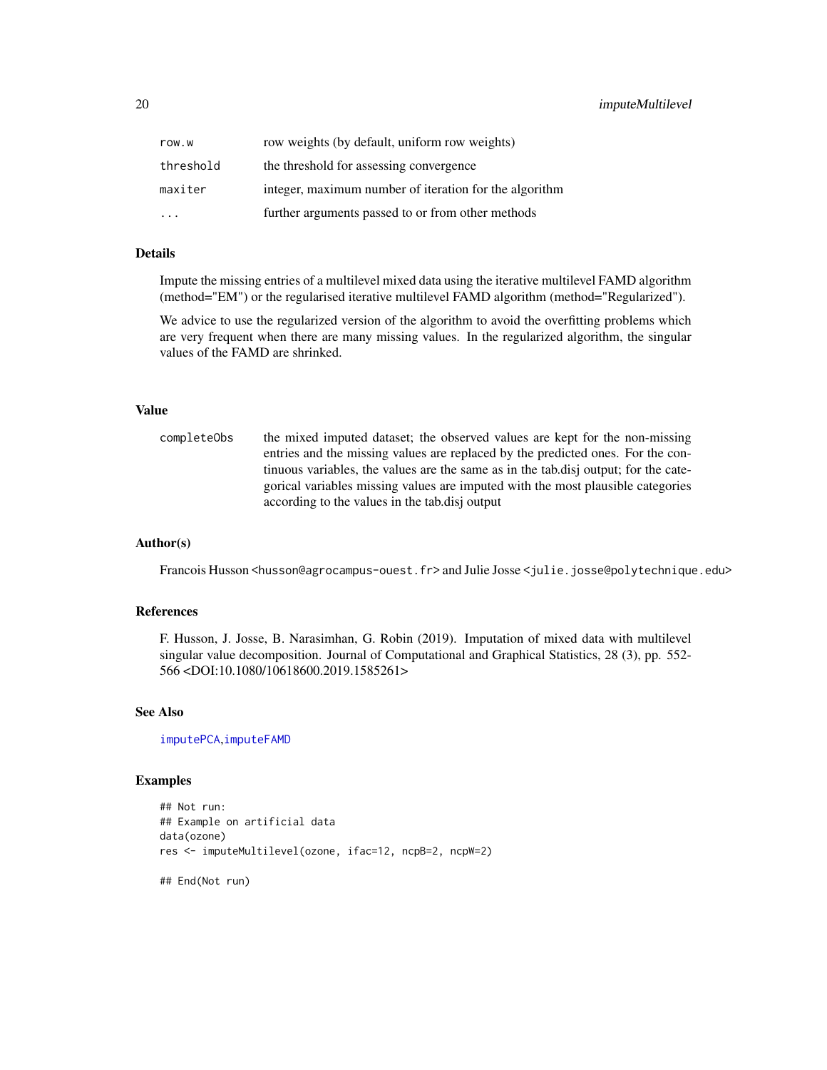| | |
|---|---|
| row.w | row weights (by default, uniform row weights) |
| threshold | the threshold for assessing convergence |
| maxiter | integer, maximum number of iteration for the algorithm |
| ... | further arguments passed to or from other methods |

## Details

Impute the missing entries of a multilevel mixed data using the iterative multilevel FAMD algorithm (method="EM") or the regularised iterative multilevel FAMD algorithm (method="Regularized").

We advice to use the regularized version of the algorithm to avoid the overfitting problems which are very frequent when there are many missing values. In the regularized algorithm, the singular values of the FAMD are shrinked.

## Value

| | |
|---|---|
| completeObs | the mixed imputed dataset; the observed values are kept for the non-missing entries and the missing values are replaced by the predicted ones. For the continuous variables, the values are the same as in the tab.disj output; for the categorical variables missing values are imputed with the most plausible categories according to the values in the tab.disj output |

## Author(s)

Francois Husson <husson@agrocampus-ouest.fr> and Julie Josse <julie.josse@polytechnique.edu>

## References

F. Husson, J. Josse, B. Narasimhan, G. Robin (2019). Imputation of mixed data with multilevel singular value decomposition. Journal of Computational and Graphical Statistics, 28 (3), pp. 552-566 <DOI:10.1080/10618600.2019.1585261>

## See Also

imputePCA,imputeFAMD

## Examples

```
## Not run:
## Example on artificial data
data(ozone)
res <- imputeMultilevel(ozone, ifac=12, ncpB=2, ncpW=2)

## End(Not run)
```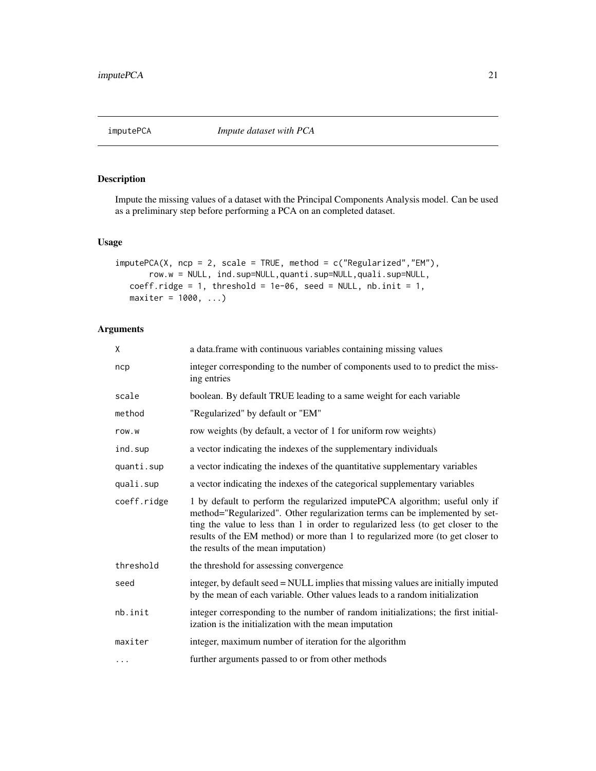## imputePCA *Impute dataset with PCA*

### Description

Impute the missing values of a dataset with the Principal Components Analysis model. Can be used as a preliminary step before performing a PCA on an completed dataset.

### Usage

```
imputePCA(X, ncp = 2, scale = TRUE, method = c("Regularized","EM"),
       row.w = NULL, ind.sup=NULL,quanti.sup=NULL,quali.sup=NULL,
   coeff.ridge = 1, threshold = 1e-06, seed = NULL, nb.init = 1,
   maxiter = 1000, ...)
```

### Arguments

| | |
|---|---|
| X | a data.frame with continuous variables containing missing values |
| ncp | integer corresponding to the number of components used to to predict the missing entries |
| scale | boolean. By default TRUE leading to a same weight for each variable |
| method | "Regularized" by default or "EM" |
| row.w | row weights (by default, a vector of 1 for uniform row weights) |
| ind.sup | a vector indicating the indexes of the supplementary individuals |
| quanti.sup | a vector indicating the indexes of the quantitative supplementary variables |
| quali.sup | a vector indicating the indexes of the categorical supplementary variables |
| coeff.ridge | 1 by default to perform the regularized imputePCA algorithm; useful only if method="Regularized". Other regularization terms can be implemented by setting the value to less than 1 in order to regularized less (to get closer to the results of the EM method) or more than 1 to regularized more (to get closer to the results of the mean imputation) |
| threshold | the threshold for assessing convergence |
| seed | integer, by default seed = NULL implies that missing values are initially imputed by the mean of each variable. Other values leads to a random initialization |
| nb.init | integer corresponding to the number of random initializations; the first initialization is the initialization with the mean imputation |
| maxiter | integer, maximum number of iteration for the algorithm |
| ... | further arguments passed to or from other methods |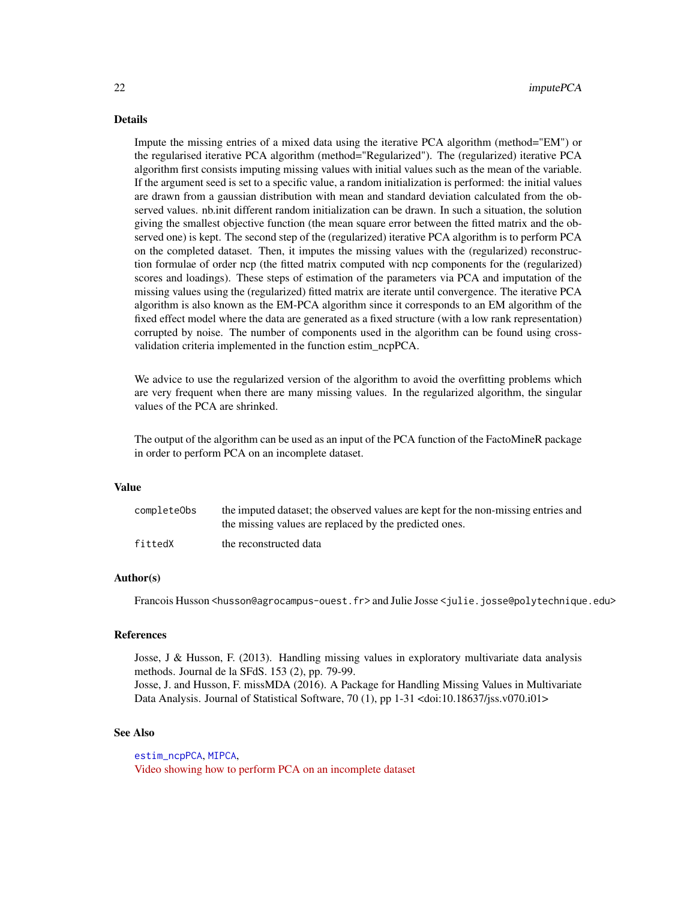## Details

Impute the missing entries of a mixed data using the iterative PCA algorithm (method="EM") or the regularised iterative PCA algorithm (method="Regularized"). The (regularized) iterative PCA algorithm first consists imputing missing values with initial values such as the mean of the variable. If the argument seed is set to a specific value, a random initialization is performed: the initial values are drawn from a gaussian distribution with mean and standard deviation calculated from the observed values. nb.init different random initialization can be drawn. In such a situation, the solution giving the smallest objective function (the mean square error between the fitted matrix and the observed one) is kept. The second step of the (regularized) iterative PCA algorithm is to perform PCA on the completed dataset. Then, it imputes the missing values with the (regularized) reconstruction formulae of order ncp (the fitted matrix computed with ncp components for the (regularized) scores and loadings). These steps of estimation of the parameters via PCA and imputation of the missing values using the (regularized) fitted matrix are iterate until convergence. The iterative PCA algorithm is also known as the EM-PCA algorithm since it corresponds to an EM algorithm of the fixed effect model where the data are generated as a fixed structure (with a low rank representation) corrupted by noise. The number of components used in the algorithm can be found using cross-validation criteria implemented in the function estim_ncpPCA.

We advice to use the regularized version of the algorithm to avoid the overfitting problems which are very frequent when there are many missing values. In the regularized algorithm, the singular values of the PCA are shrinked.

The output of the algorithm can be used as an input of the PCA function of the FactoMineR package in order to perform PCA on an incomplete dataset.

## Value

| | |
|---|---|
| `completeObs` | the imputed dataset; the observed values are kept for the non-missing entries and the missing values are replaced by the predicted ones. |
| `fittedX` | the reconstructed data |

## Author(s)

Francois Husson <husson@agrocampus-ouest.fr> and Julie Josse <julie.josse@polytechnique.edu>

## References

Josse, J & Husson, F. (2013). Handling missing values in exploratory multivariate data analysis methods. Journal de la SFdS. 153 (2), pp. 79-99.
Josse, J. and Husson, F. missMDA (2016). A Package for Handling Missing Values in Multivariate Data Analysis. Journal of Statistical Software, 70 (1), pp 1-31 <doi:10.18637/jss.v070.i01>

## See Also

`estim_ncpPCA`, `MIPCA`,
Video showing how to perform PCA on an incomplete dataset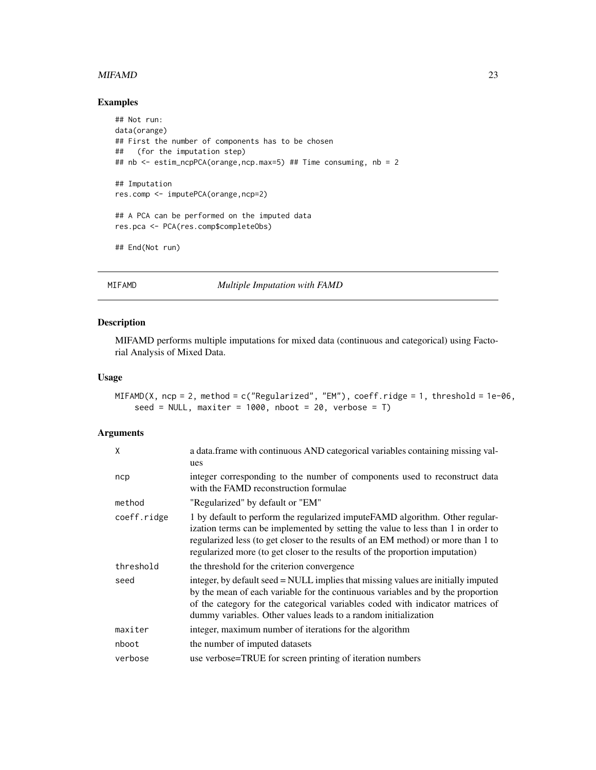## Examples

```
## Not run:
data(orange)
## First the number of components has to be chosen
##   (for the imputation step)
## nb <- estim_ncpPCA(orange,ncp.max=5) ## Time consuming, nb = 2

## Imputation
res.comp <- imputePCA(orange,ncp=2)

## A PCA can be performed on the imputed data
res.pca <- PCA(res.comp$completeObs)

## End(Not run)
```

---

# MIFAMD — *Multiple Imputation with FAMD*

## Description

MIFAMD performs multiple imputations for mixed data (continuous and categorical) using Factorial Analysis of Mixed Data.

## Usage

```
MIFAMD(X, ncp = 2, method = c("Regularized", "EM"), coeff.ridge = 1, threshold = 1e-06,
    seed = NULL, maxiter = 1000, nboot = 20, verbose = T)
```

## Arguments

| | |
|---|---|
| X | a data.frame with continuous AND categorical variables containing missing values |
| ncp | integer corresponding to the number of components used to reconstruct data with the FAMD reconstruction formulae |
| method | "Regularized" by default or "EM" |
| coeff.ridge | 1 by default to perform the regularized imputeFAMD algorithm. Other regularization terms can be implemented by setting the value to less than 1 in order to regularized less (to get closer to the results of an EM method) or more than 1 to regularized more (to get closer to the results of the proportion imputation) |
| threshold | the threshold for the criterion convergence |
| seed | integer, by default seed = NULL implies that missing values are initially imputed by the mean of each variable for the continuous variables and by the proportion of the category for the categorical variables coded with indicator matrices of dummy variables. Other values leads to a random initialization |
| maxiter | integer, maximum number of iterations for the algorithm |
| nboot | the number of imputed datasets |
| verbose | use verbose=TRUE for screen printing of iteration numbers |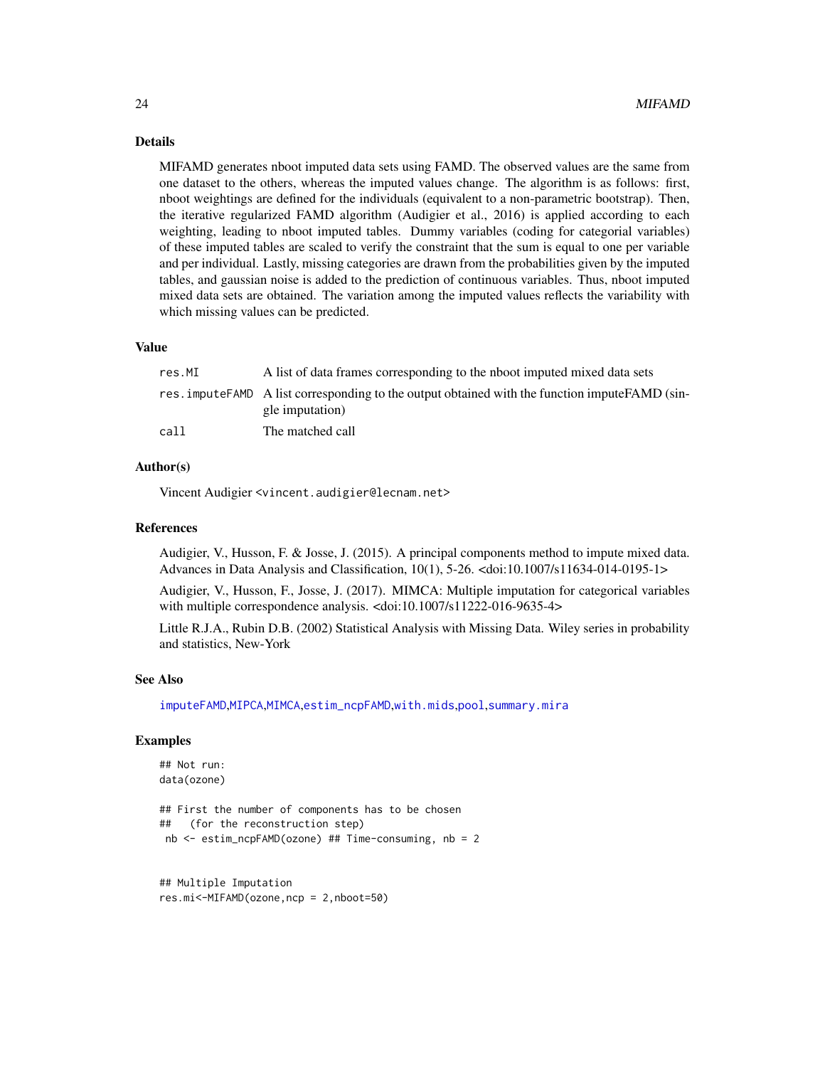## Details

MIFAMD generates nboot imputed data sets using FAMD. The observed values are the same from one dataset to the others, whereas the imputed values change. The algorithm is as follows: first, nboot weightings are defined for the individuals (equivalent to a non-parametric bootstrap). Then, the iterative regularized FAMD algorithm (Audigier et al., 2016) is applied according to each weighting, leading to nboot imputed tables. Dummy variables (coding for categorial variables) of these imputed tables are scaled to verify the constraint that the sum is equal to one per variable and per individual. Lastly, missing categories are drawn from the probabilities given by the imputed tables, and gaussian noise is added to the prediction of continuous variables. Thus, nboot imputed mixed data sets are obtained. The variation among the imputed values reflects the variability with which missing values can be predicted.

## Value

| | |
|---|---|
| res.MI | A list of data frames corresponding to the nboot imputed mixed data sets |
| res.imputeFAMD | A list corresponding to the output obtained with the function imputeFAMD (single imputation) |
| call | The matched call |

## Author(s)

Vincent Audigier <vincent.audigier@lecnam.net>

## References

Audigier, V., Husson, F. & Josse, J. (2015). A principal components method to impute mixed data. Advances in Data Analysis and Classification, 10(1), 5-26. <doi:10.1007/s11634-014-0195-1>

Audigier, V., Husson, F., Josse, J. (2017). MIMCA: Multiple imputation for categorical variables with multiple correspondence analysis. <doi:10.1007/s11222-016-9635-4>

Little R.J.A., Rubin D.B. (2002) Statistical Analysis with Missing Data. Wiley series in probability and statistics, New-York

## See Also

imputeFAMD,MIPCA,MIMCA,estim_ncpFAMD,with.mids,pool,summary.mira

## Examples

```
## Not run:
data(ozone)

## First the number of components has to be chosen
##   (for the reconstruction step)
 nb <- estim_ncpFAMD(ozone) ## Time-consuming, nb = 2


## Multiple Imputation
res.mi<-MIFAMD(ozone,ncp = 2,nboot=50)
```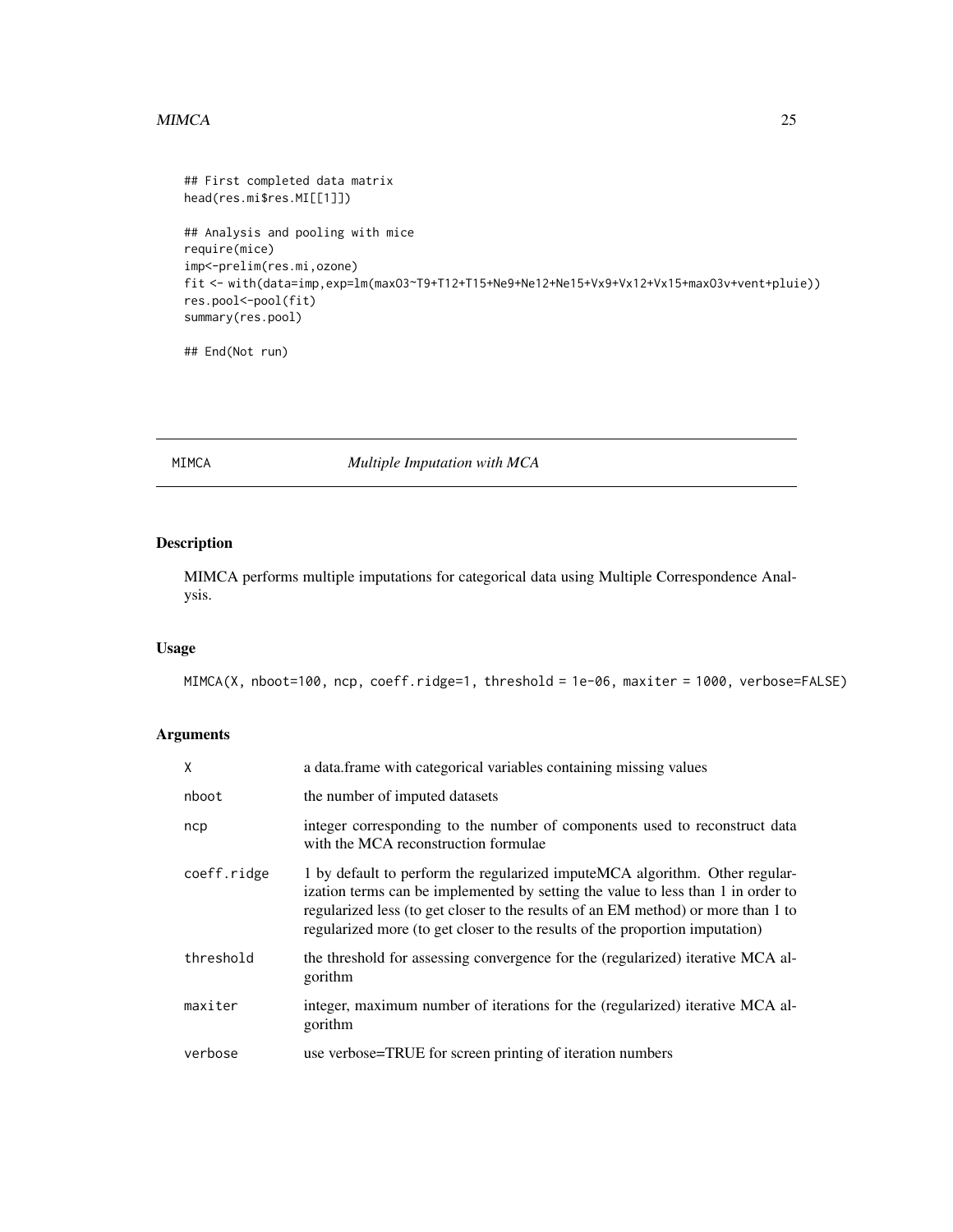```
## First completed data matrix
head(res.mi$res.MI[[1]])

## Analysis and pooling with mice
require(mice)
imp<-prelim(res.mi,ozone)
fit <- with(data=imp,exp=lm(maxO3~T9+T12+T15+Ne9+Ne12+Ne15+Vx9+Vx12+Vx15+maxO3v+vent+pluie))
res.pool<-pool(fit)
summary(res.pool)

## End(Not run)
```

---

## MIMCA *Multiple Imputation with MCA*

---

### Description

MIMCA performs multiple imputations for categorical data using Multiple Correspondence Analysis.

### Usage

```
MIMCA(X, nboot=100, ncp, coeff.ridge=1, threshold = 1e-06, maxiter = 1000, verbose=FALSE)
```

### Arguments

| | |
|---|---|
| `X` | a data.frame with categorical variables containing missing values |
| `nboot` | the number of imputed datasets |
| `ncp` | integer corresponding to the number of components used to reconstruct data with the MCA reconstruction formulae |
| `coeff.ridge` | 1 by default to perform the regularized imputeMCA algorithm. Other regularization terms can be implemented by setting the value to less than 1 in order to regularized less (to get closer to the results of an EM method) or more than 1 to regularized more (to get closer to the results of the proportion imputation) |
| `threshold` | the threshold for assessing convergence for the (regularized) iterative MCA algorithm |
| `maxiter` | integer, maximum number of iterations for the (regularized) iterative MCA algorithm |
| `verbose` | use verbose=TRUE for screen printing of iteration numbers |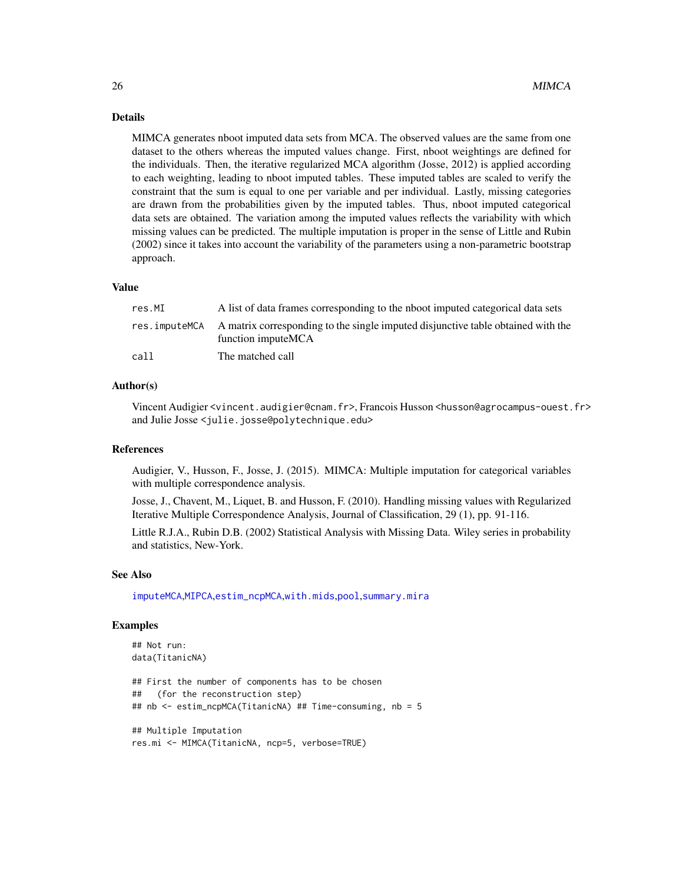## Details

MIMCA generates nboot imputed data sets from MCA. The observed values are the same from one dataset to the others whereas the imputed values change. First, nboot weightings are defined for the individuals. Then, the iterative regularized MCA algorithm (Josse, 2012) is applied according to each weighting, leading to nboot imputed tables. These imputed tables are scaled to verify the constraint that the sum is equal to one per variable and per individual. Lastly, missing categories are drawn from the probabilities given by the imputed tables. Thus, nboot imputed categorical data sets are obtained. The variation among the imputed values reflects the variability with which missing values can be predicted. The multiple imputation is proper in the sense of Little and Rubin (2002) since it takes into account the variability of the parameters using a non-parametric bootstrap approach.

## Value

| | |
|---|---|
| `res.MI` | A list of data frames corresponding to the nboot imputed categorical data sets |
| `res.imputeMCA` | A matrix corresponding to the single imputed disjunctive table obtained with the function imputeMCA |
| `call` | The matched call |

## Author(s)

Vincent Audigier <vincent.audigier@cnam.fr>, Francois Husson <husson@agrocampus-ouest.fr> and Julie Josse <julie.josse@polytechnique.edu>

## References

Audigier, V., Husson, F., Josse, J. (2015). MIMCA: Multiple imputation for categorical variables with multiple correspondence analysis.

Josse, J., Chavent, M., Liquet, B. and Husson, F. (2010). Handling missing values with Regularized Iterative Multiple Correspondence Analysis, Journal of Classification, 29 (1), pp. 91-116.

Little R.J.A., Rubin D.B. (2002) Statistical Analysis with Missing Data. Wiley series in probability and statistics, New-York.

## See Also

imputeMCA,MIPCA,estim_ncpMCA,with.mids,pool,summary.mira

## Examples

```
## Not run:
data(TitanicNA)

## First the number of components has to be chosen
##   (for the reconstruction step)
## nb <- estim_ncpMCA(TitanicNA) ## Time-consuming, nb = 5

## Multiple Imputation
res.mi <- MIMCA(TitanicNA, ncp=5, verbose=TRUE)
```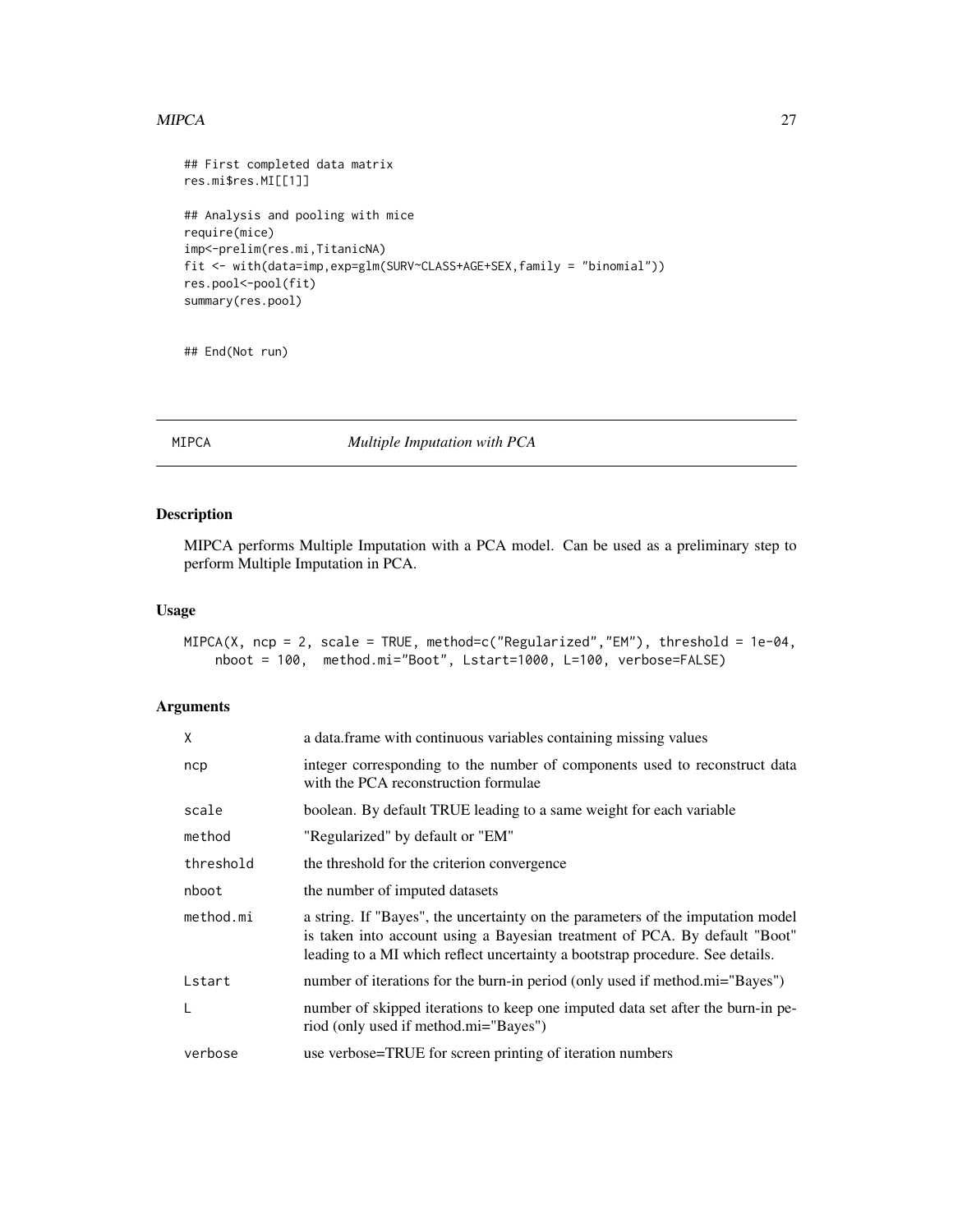```
## First completed data matrix
res.mi$res.MI[[1]]

## Analysis and pooling with mice
require(mice)
imp<-prelim(res.mi,TitanicNA)
fit <- with(data=imp,exp=glm(SURV~CLASS+AGE+SEX,family = "binomial"))
res.pool<-pool(fit)
summary(res.pool)


## End(Not run)
```

## MIPCA *Multiple Imputation with PCA*

### Description

MIPCA performs Multiple Imputation with a PCA model. Can be used as a preliminary step to perform Multiple Imputation in PCA.

### Usage

```
MIPCA(X, ncp = 2, scale = TRUE, method=c("Regularized","EM"), threshold = 1e-04,
    nboot = 100,  method.mi="Boot", Lstart=1000, L=100, verbose=FALSE)
```

### Arguments

| | |
|---|---|
| X | a data.frame with continuous variables containing missing values |
| ncp | integer corresponding to the number of components used to reconstruct data with the PCA reconstruction formulae |
| scale | boolean. By default TRUE leading to a same weight for each variable |
| method | "Regularized" by default or "EM" |
| threshold | the threshold for the criterion convergence |
| nboot | the number of imputed datasets |
| method.mi | a string. If "Bayes", the uncertainty on the parameters of the imputation model is taken into account using a Bayesian treatment of PCA. By default "Boot" leading to a MI which reflect uncertainty a bootstrap procedure. See details. |
| Lstart | number of iterations for the burn-in period (only used if method.mi="Bayes") |
| L | number of skipped iterations to keep one imputed data set after the burn-in period (only used if method.mi="Bayes") |
| verbose | use verbose=TRUE for screen printing of iteration numbers |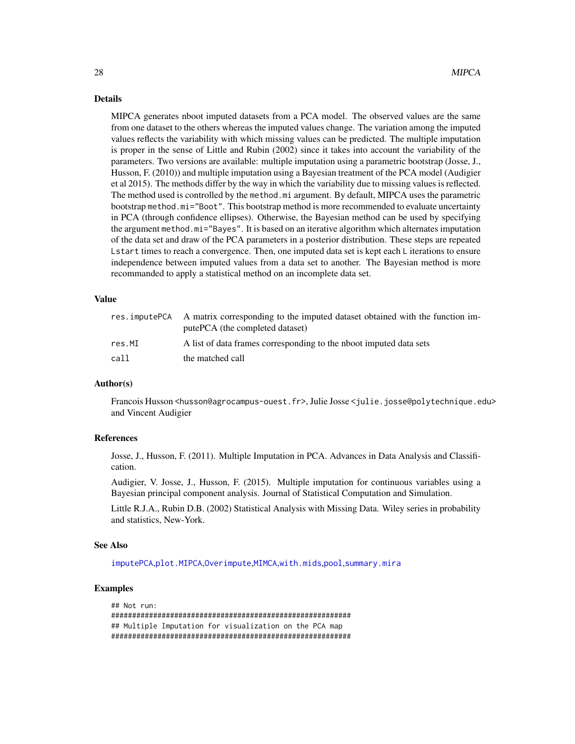### Details

MIPCA generates nboot imputed datasets from a PCA model. The observed values are the same from one dataset to the others whereas the imputed values change. The variation among the imputed values reflects the variability with which missing values can be predicted. The multiple imputation is proper in the sense of Little and Rubin (2002) since it takes into account the variability of the parameters. Two versions are available: multiple imputation using a parametric bootstrap (Josse, J., Husson, F. (2010)) and multiple imputation using a Bayesian treatment of the PCA model (Audigier et al 2015). The methods differ by the way in which the variability due to missing values is reflected. The method used is controlled by the `method.mi` argument. By default, MIPCA uses the parametric bootstrap `method.mi="Boot"`. This bootstrap method is more recommended to evaluate uncertainty in PCA (through confidence ellipses). Otherwise, the Bayesian method can be used by specifying the argument `method.mi="Bayes"`. It is based on an iterative algorithm which alternates imputation of the data set and draw of the PCA parameters in a posterior distribution. These steps are repeated `Lstart` times to reach a convergence. Then, one imputed data set is kept each `L` iterations to ensure independence between imputed values from a data set to another. The Bayesian method is more recommanded to apply a statistical method on an incomplete data set.

### Value

| | |
|---|---|
| `res.imputePCA` | A matrix corresponding to the imputed dataset obtained with the function imputePCA (the completed dataset) |
| `res.MI` | A list of data frames corresponding to the nboot imputed data sets |
| `call` | the matched call |

### Author(s)

Francois Husson <husson@agrocampus-ouest.fr>, Julie Josse <julie.josse@polytechnique.edu> and Vincent Audigier

### References

Josse, J., Husson, F. (2011). Multiple Imputation in PCA. Advances in Data Analysis and Classification.

Audigier, V. Josse, J., Husson, F. (2015). Multiple imputation for continuous variables using a Bayesian principal component analysis. Journal of Statistical Computation and Simulation.

Little R.J.A., Rubin D.B. (2002) Statistical Analysis with Missing Data. Wiley series in probability and statistics, New-York.

### See Also

`imputePCA`,`plot.MIPCA`,`Overimpute`,`MIMCA`,`with.mids`,`pool`,`summary.mira`

### Examples

```
## Not run:
###########################################################
## Multiple Imputation for visualization on the PCA map
###########################################################
```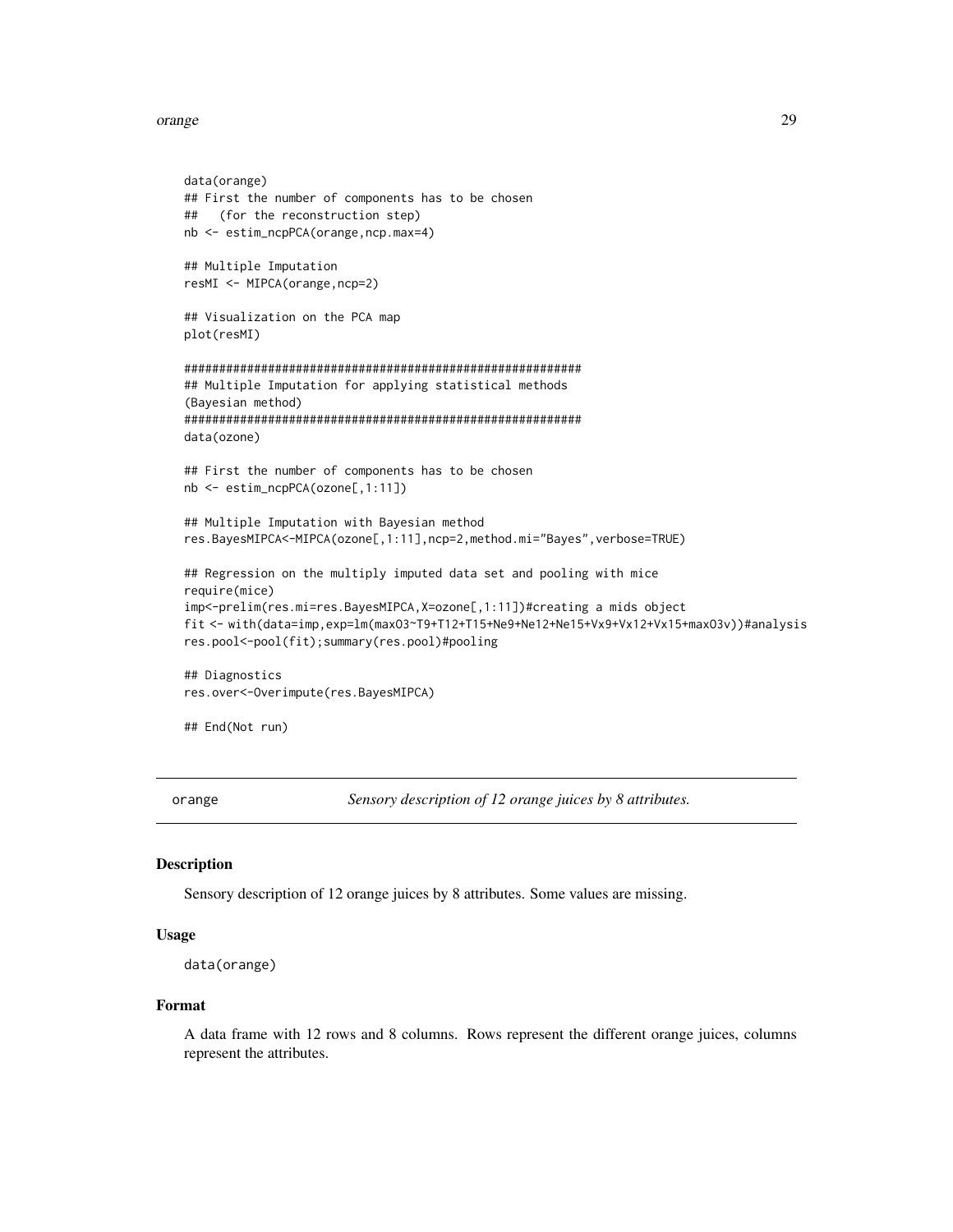```
data(orange)
## First the number of components has to be chosen
##   (for the reconstruction step)
nb <- estim_ncpPCA(orange,ncp.max=4)

## Multiple Imputation
resMI <- MIPCA(orange,ncp=2)

## Visualization on the PCA map
plot(resMI)

#########################################################
## Multiple Imputation for applying statistical methods
(Bayesian method)
#########################################################
data(ozone)

## First the number of components has to be chosen
nb <- estim_ncpPCA(ozone[,1:11])

## Multiple Imputation with Bayesian method
res.BayesMIPCA<-MIPCA(ozone[,1:11],ncp=2,method.mi="Bayes",verbose=TRUE)

## Regression on the multiply imputed data set and pooling with mice
require(mice)
imp<-prelim(res.mi=res.BayesMIPCA,X=ozone[,1:11])#creating a mids object
fit <- with(data=imp,exp=lm(maxO3~T9+T12+T15+Ne9+Ne12+Ne15+Vx9+Vx12+Vx15+maxO3v))#analysis
res.pool<-pool(fit);summary(res.pool)#pooling

## Diagnostics
res.over<-Overimpute(res.BayesMIPCA)

## End(Not run)
```

---

orange    *Sensory description of 12 orange juices by 8 attributes.*

---

### Description

Sensory description of 12 orange juices by 8 attributes. Some values are missing.

### Usage

```
data(orange)
```

### Format

A data frame with 12 rows and 8 columns. Rows represent the different orange juices, columns represent the attributes.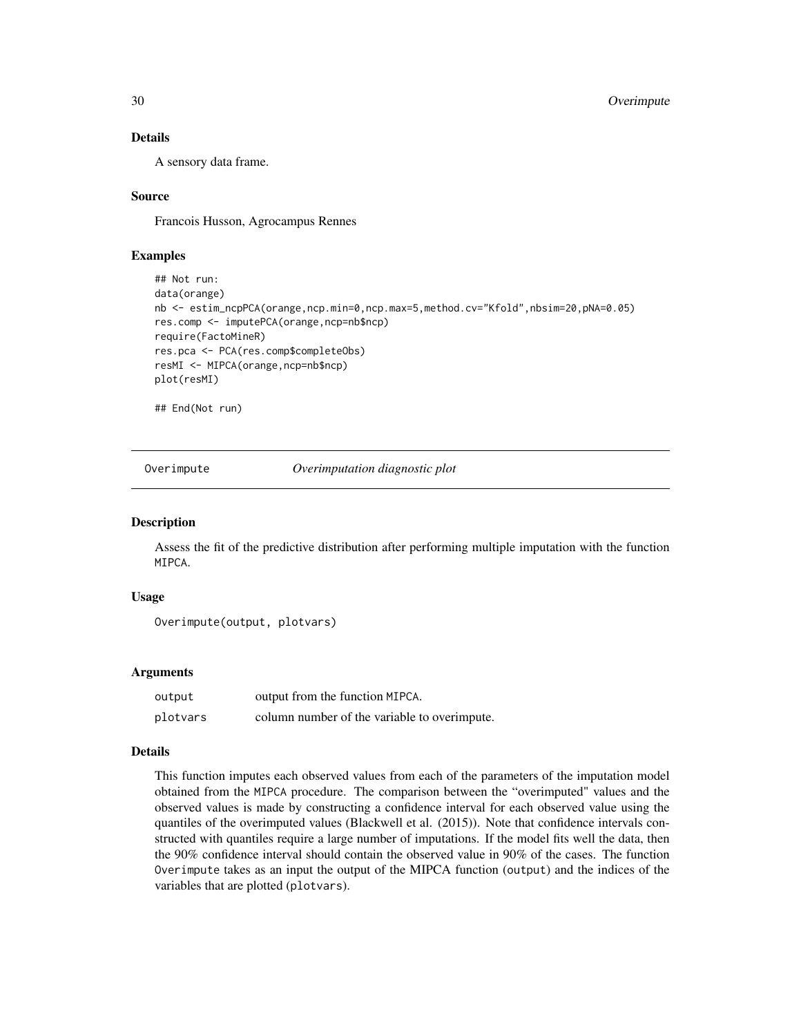### Details

A sensory data frame.

### Source

Francois Husson, Agrocampus Rennes

### Examples

```
## Not run:
data(orange)
nb <- estim_ncpPCA(orange,ncp.min=0,ncp.max=5,method.cv="Kfold",nbsim=20,pNA=0.05)
res.comp <- imputePCA(orange,ncp=nb$ncp)
require(FactoMineR)
res.pca <- PCA(res.comp$completeObs)
resMI <- MIPCA(orange,ncp=nb$ncp)
plot(resMI)

## End(Not run)
```

---

## Overimpute — *Overimputation diagnostic plot*

### Description

Assess the fit of the predictive distribution after performing multiple imputation with the function `MIPCA`.

### Usage

```
Overimpute(output, plotvars)
```

### Arguments

| | |
|---|---|
| `output` | output from the function `MIPCA`. |
| `plotvars` | column number of the variable to overimpute. |

### Details

This function imputes each observed values from each of the parameters of the imputation model obtained from the `MIPCA` procedure. The comparison between the "overimputed" values and the observed values is made by constructing a confidence interval for each observed value using the quantiles of the overimputed values (Blackwell et al. (2015)). Note that confidence intervals constructed with quantiles require a large number of imputations. If the model fits well the data, then the 90% confidence interval should contain the observed value in 90% of the cases. The function `Overimpute` takes as an input the output of the MIPCA function (`output`) and the indices of the variables that are plotted (`plotvars`).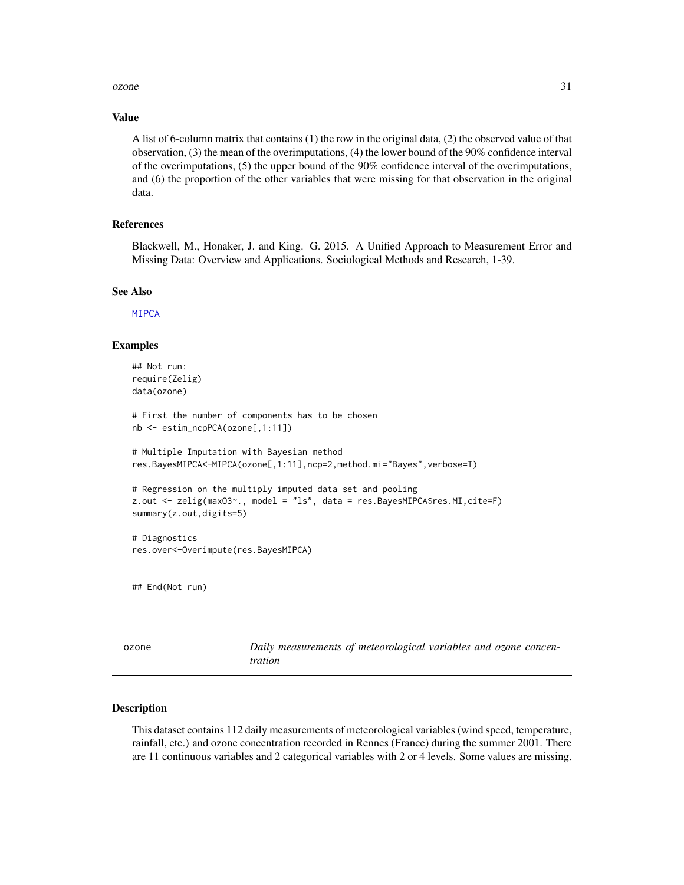## Value

A list of 6-column matrix that contains (1) the row in the original data, (2) the observed value of that observation, (3) the mean of the overimputations, (4) the lower bound of the 90% confidence interval of the overimputations, (5) the upper bound of the 90% confidence interval of the overimputations, and (6) the proportion of the other variables that were missing for that observation in the original data.

## References

Blackwell, M., Honaker, J. and King. G. 2015. A Unified Approach to Measurement Error and Missing Data: Overview and Applications. Sociological Methods and Research, 1-39.

## See Also

MIPCA

## Examples

```
## Not run:
require(Zelig)
data(ozone)

# First the number of components has to be chosen
nb <- estim_ncpPCA(ozone[,1:11])

# Multiple Imputation with Bayesian method
res.BayesMIPCA<-MIPCA(ozone[,1:11],ncp=2,method.mi="Bayes",verbose=T)

# Regression on the multiply imputed data set and pooling
z.out <- zelig(maxO3~., model = "ls", data = res.BayesMIPCA$res.MI,cite=F)
summary(z.out,digits=5)

# Diagnostics
res.over<-Overimpute(res.BayesMIPCA)


## End(Not run)
```

---

# ozone — *Daily measurements of meteorological variables and ozone concentration*

## Description

This dataset contains 112 daily measurements of meteorological variables (wind speed, temperature, rainfall, etc.) and ozone concentration recorded in Rennes (France) during the summer 2001. There are 11 continuous variables and 2 categorical variables with 2 or 4 levels. Some values are missing.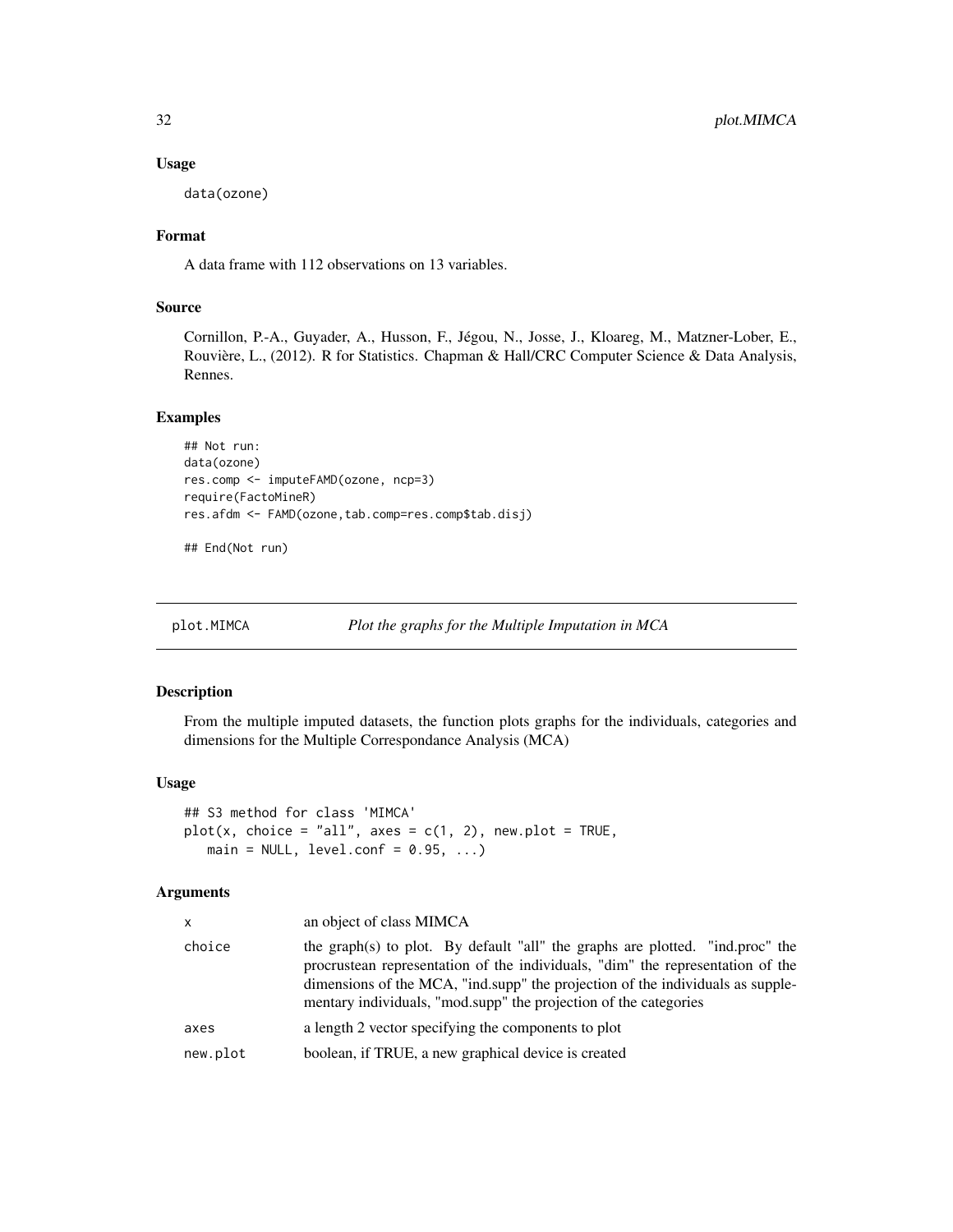### Usage

```
data(ozone)
```

### Format

A data frame with 112 observations on 13 variables.

### Source

Cornillon, P.-A., Guyader, A., Husson, F., Jégou, N., Josse, J., Kloareg, M., Matzner-Lober, E., Rouvière, L., (2012). R for Statistics. Chapman & Hall/CRC Computer Science & Data Analysis, Rennes.

### Examples

```
## Not run:
data(ozone)
res.comp <- imputeFAMD(ozone, ncp=3)
require(FactoMineR)
res.afdm <- FAMD(ozone,tab.comp=res.comp$tab.disj)

## End(Not run)
```

---

## plot.MIMCA — *Plot the graphs for the Multiple Imputation in MCA*

---

### Description

From the multiple imputed datasets, the function plots graphs for the individuals, categories and dimensions for the Multiple Correspondance Analysis (MCA)

### Usage

```
## S3 method for class 'MIMCA'
plot(x, choice = "all", axes = c(1, 2), new.plot = TRUE,
   main = NULL, level.conf = 0.95, ...)
```

### Arguments

| | |
|---|---|
| x | an object of class MIMCA |
| choice | the graph(s) to plot. By default "all" the graphs are plotted. "ind.proc" the procrustean representation of the individuals, "dim" the representation of the dimensions of the MCA, "ind.supp" the projection of the individuals as supplementary individuals, "mod.supp" the projection of the categories |
| axes | a length 2 vector specifying the components to plot |
| new.plot | boolean, if TRUE, a new graphical device is created |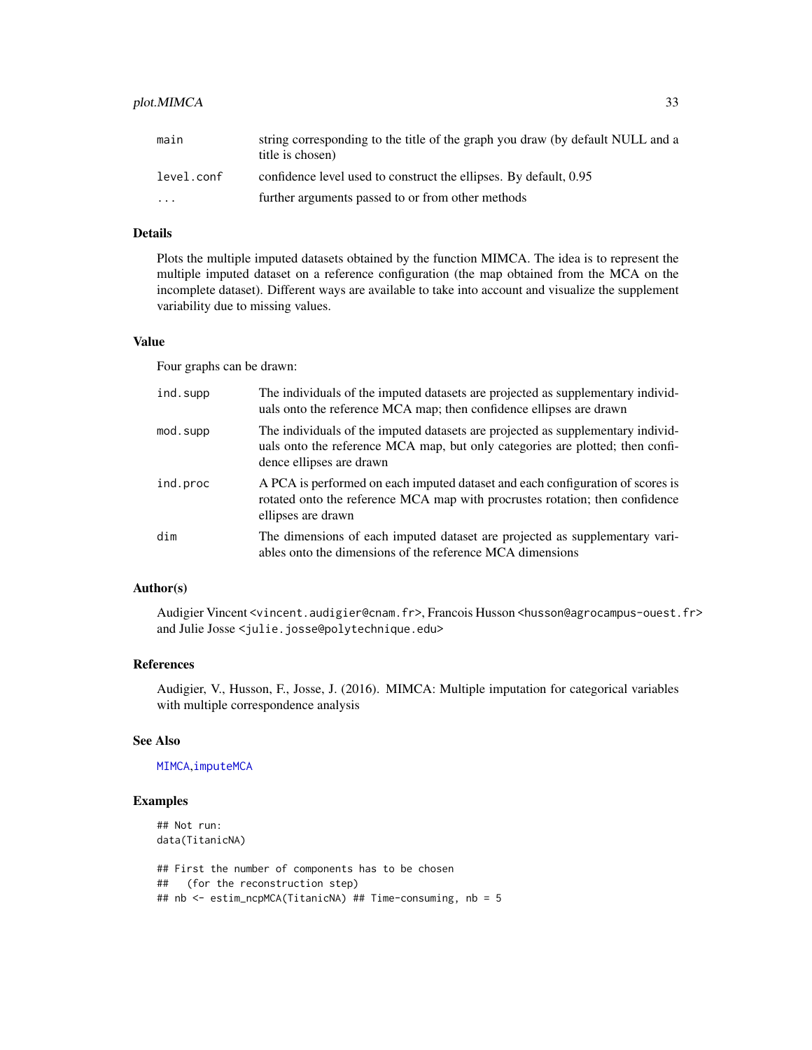| | |
|---|---|
| main | string corresponding to the title of the graph you draw (by default NULL and a title is chosen) |
| level.conf | confidence level used to construct the ellipses. By default, 0.95 |
| ... | further arguments passed to or from other methods |

### Details

Plots the multiple imputed datasets obtained by the function MIMCA. The idea is to represent the multiple imputed dataset on a reference configuration (the map obtained from the MCA on the incomplete dataset). Different ways are available to take into account and visualize the supplement variability due to missing values.

### Value

Four graphs can be drawn:

| | |
|---|---|
| ind.supp | The individuals of the imputed datasets are projected as supplementary individuals onto the reference MCA map; then confidence ellipses are drawn |
| mod.supp | The individuals of the imputed datasets are projected as supplementary individuals onto the reference MCA map, but only categories are plotted; then confidence ellipses are drawn |
| ind.proc | A PCA is performed on each imputed dataset and each configuration of scores is rotated onto the reference MCA map with procrustes rotation; then confidence ellipses are drawn |
| dim | The dimensions of each imputed dataset are projected as supplementary variables onto the dimensions of the reference MCA dimensions |

### Author(s)

Audigier Vincent <vincent.audigier@cnam.fr>, Francois Husson <husson@agrocampus-ouest.fr> and Julie Josse <julie.josse@polytechnique.edu>

### References

Audigier, V., Husson, F., Josse, J. (2016). MIMCA: Multiple imputation for categorical variables with multiple correspondence analysis

### See Also

MIMCA,imputeMCA

### Examples

```
## Not run:
data(TitanicNA)

## First the number of components has to be chosen
##   (for the reconstruction step)
## nb <- estim_ncpMCA(TitanicNA) ## Time-consuming, nb = 5
```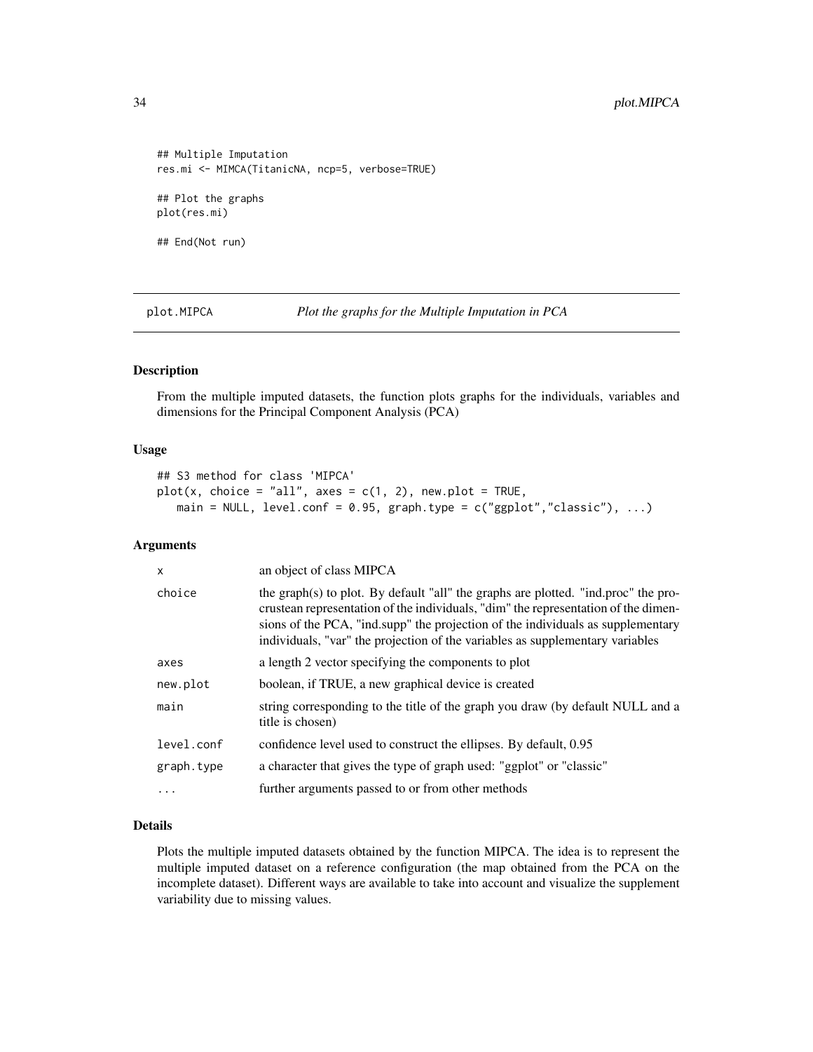```
## Multiple Imputation
res.mi <- MIMCA(TitanicNA, ncp=5, verbose=TRUE)

## Plot the graphs
plot(res.mi)

## End(Not run)
```

---

`plot.MIPCA` *Plot the graphs for the Multiple Imputation in PCA*

---

## Description

From the multiple imputed datasets, the function plots graphs for the individuals, variables and dimensions for the Principal Component Analysis (PCA)

## Usage

```
## S3 method for class 'MIPCA'
plot(x, choice = "all", axes = c(1, 2), new.plot = TRUE,
   main = NULL, level.conf = 0.95, graph.type = c("ggplot","classic"), ...)
```

## Arguments

| | |
|---|---|
| `x` | an object of class MIPCA |
| `choice` | the graph(s) to plot. By default "all" the graphs are plotted. "ind.proc" the procrustean representation of the individuals, "dim" the representation of the dimensions of the PCA, "ind.supp" the projection of the individuals as supplementary individuals, "var" the projection of the variables as supplementary variables |
| `axes` | a length 2 vector specifying the components to plot |
| `new.plot` | boolean, if TRUE, a new graphical device is created |
| `main` | string corresponding to the title of the graph you draw (by default NULL and a title is chosen) |
| `level.conf` | confidence level used to construct the ellipses. By default, 0.95 |
| `graph.type` | a character that gives the type of graph used: "ggplot" or "classic" |
| `...` | further arguments passed to or from other methods |

## Details

Plots the multiple imputed datasets obtained by the function MIPCA. The idea is to represent the multiple imputed dataset on a reference configuration (the map obtained from the PCA on the incomplete dataset). Different ways are available to take into account and visualize the supplement variability due to missing values.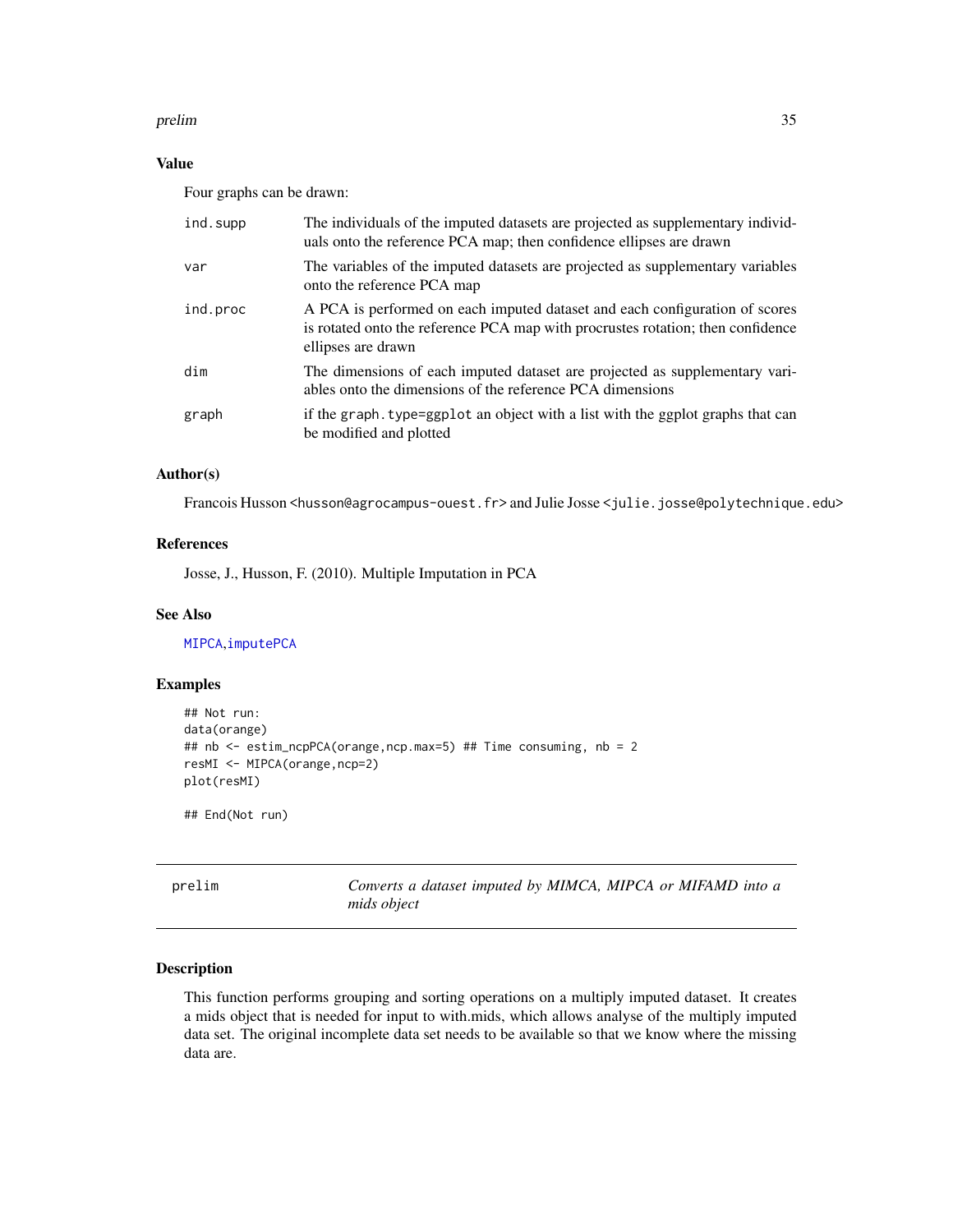### Value

Four graphs can be drawn:

| | |
|---|---|
| ind.supp | The individuals of the imputed datasets are projected as supplementary individuals onto the reference PCA map; then confidence ellipses are drawn |
| var | The variables of the imputed datasets are projected as supplementary variables onto the reference PCA map |
| ind.proc | A PCA is performed on each imputed dataset and each configuration of scores is rotated onto the reference PCA map with procrustes rotation; then confidence ellipses are drawn |
| dim | The dimensions of each imputed dataset are projected as supplementary variables onto the dimensions of the reference PCA dimensions |
| graph | if the graph.type=ggplot an object with a list with the ggplot graphs that can be modified and plotted |

### Author(s)

Francois Husson <husson@agrocampus-ouest.fr> and Julie Josse <julie.josse@polytechnique.edu>

### References

Josse, J., Husson, F. (2010). Multiple Imputation in PCA

### See Also

MIPCA,imputePCA

### Examples

```
## Not run:
data(orange)
## nb <- estim_ncpPCA(orange,ncp.max=5) ## Time consuming, nb = 2
resMI <- MIPCA(orange,ncp=2)
plot(resMI)

## End(Not run)
```

---

## prelim — *Converts a dataset imputed by MIMCA, MIPCA or MIFAMD into a mids object*

---

### Description

This function performs grouping and sorting operations on a multiply imputed dataset. It creates a mids object that is needed for input to with.mids, which allows analyse of the multiply imputed data set. The original incomplete data set needs to be available so that we know where the missing data are.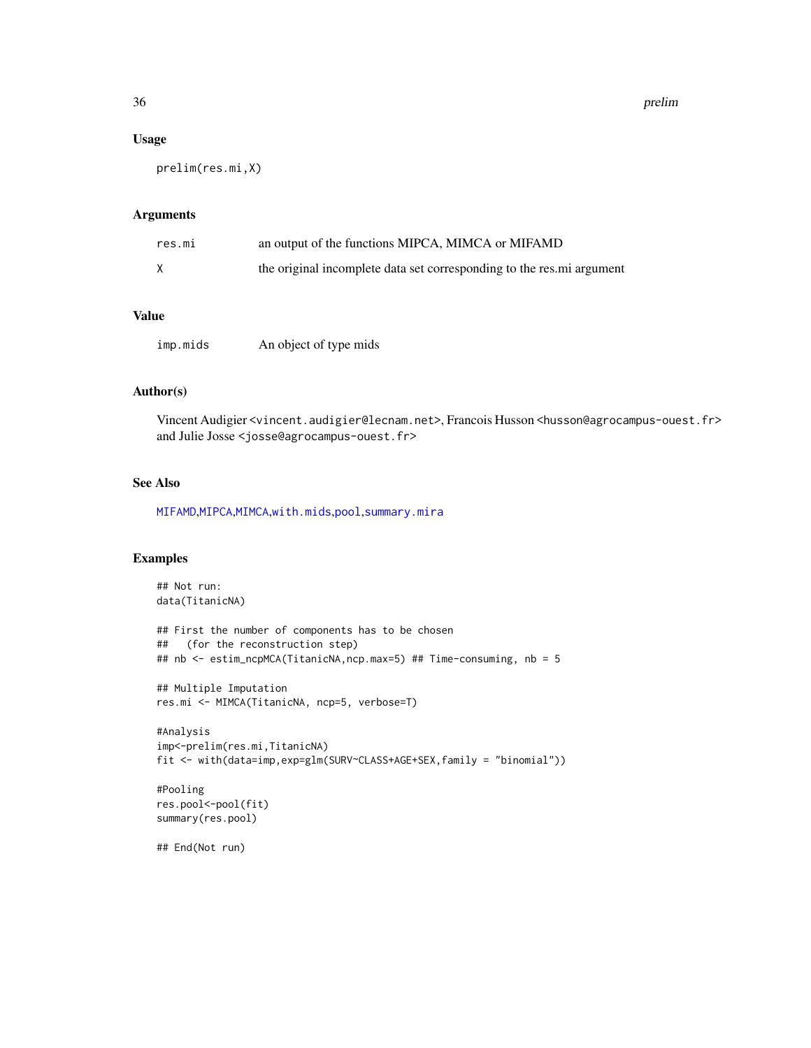### Usage

```
prelim(res.mi,X)
```

### Arguments

| | |
|---|---|
| res.mi | an output of the functions MIPCA, MIMCA or MIFAMD |
| X | the original incomplete data set corresponding to the res.mi argument |

### Value

| | |
|---|---|
| imp.mids | An object of type mids |

### Author(s)

Vincent Audigier <vincent.audigier@lecnam.net>, Francois Husson <husson@agrocampus-ouest.fr> and Julie Josse <josse@agrocampus-ouest.fr>

### See Also

MIFAMD,MIPCA,MIMCA,with.mids,pool,summary.mira

### Examples

```
## Not run:
data(TitanicNA)

## First the number of components has to be chosen
##   (for the reconstruction step)
## nb <- estim_ncpMCA(TitanicNA,ncp.max=5) ## Time-consuming, nb = 5

## Multiple Imputation
res.mi <- MIMCA(TitanicNA, ncp=5, verbose=T)

#Analysis
imp<-prelim(res.mi,TitanicNA)
fit <- with(data=imp,exp=glm(SURV~CLASS+AGE+SEX,family = "binomial"))

#Pooling
res.pool<-pool(fit)
summary(res.pool)

## End(Not run)
```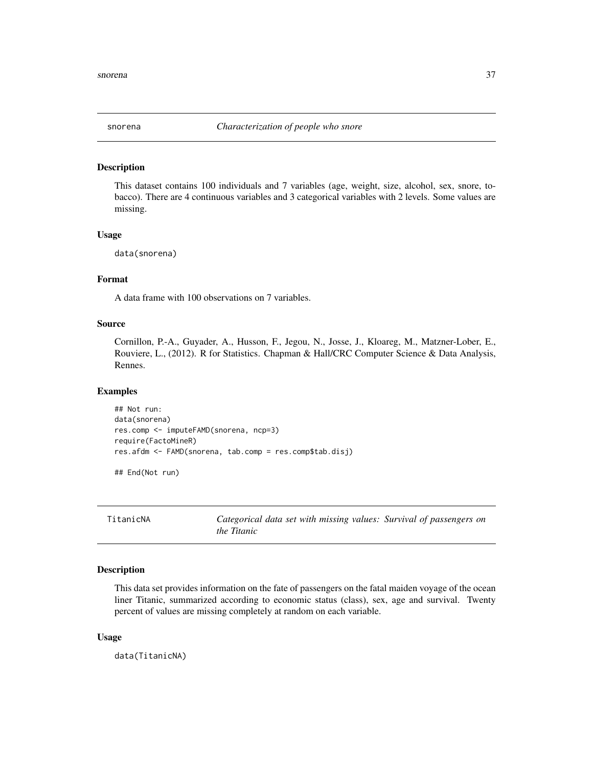## snorena — *Characterization of people who snore*

### Description

This dataset contains 100 individuals and 7 variables (age, weight, size, alcohol, sex, snore, tobacco). There are 4 continuous variables and 3 categorical variables with 2 levels. Some values are missing.

### Usage

```
data(snorena)
```

### Format

A data frame with 100 observations on 7 variables.

### Source

Cornillon, P.-A., Guyader, A., Husson, F., Jegou, N., Josse, J., Kloareg, M., Matzner-Lober, E., Rouviere, L., (2012). R for Statistics. Chapman & Hall/CRC Computer Science & Data Analysis, Rennes.

### Examples

```
## Not run:
data(snorena)
res.comp <- imputeFAMD(snorena, ncp=3)
require(FactoMineR)
res.afdm <- FAMD(snorena, tab.comp = res.comp$tab.disj)

## End(Not run)
```

## TitanicNA — *Categorical data set with missing values: Survival of passengers on the Titanic*

### Description

This data set provides information on the fate of passengers on the fatal maiden voyage of the ocean liner Titanic, summarized according to economic status (class), sex, age and survival. Twenty percent of values are missing completely at random on each variable.

### Usage

```
data(TitanicNA)
```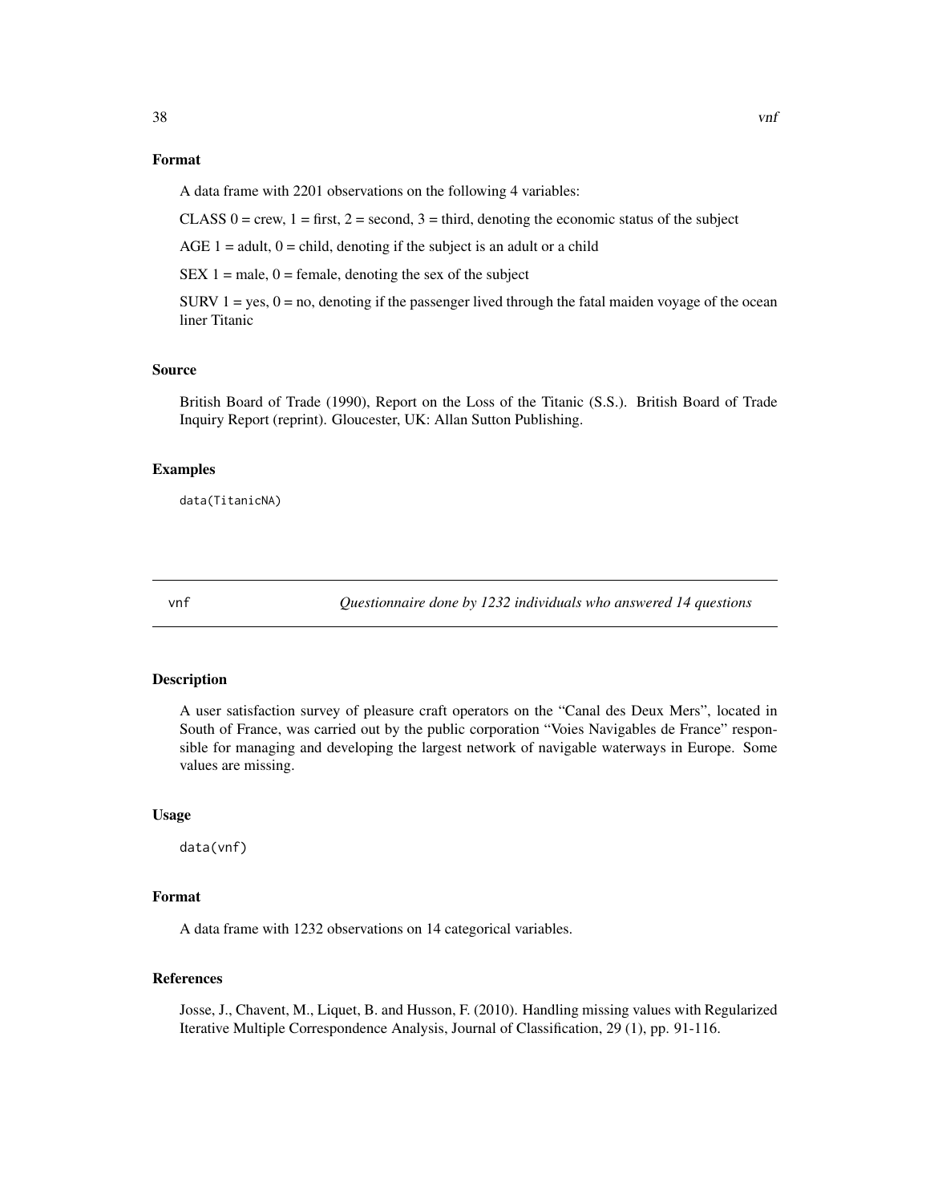## Format

A data frame with 2201 observations on the following 4 variables:

CLASS 0 = crew, 1 = first, 2 = second, 3 = third, denoting the economic status of the subject

AGE 1 = adult, 0 = child, denoting if the subject is an adult or a child

SEX 1 = male, 0 = female, denoting the sex of the subject

SURV 1 = yes, 0 = no, denoting if the passenger lived through the fatal maiden voyage of the ocean liner Titanic

## Source

British Board of Trade (1990), Report on the Loss of the Titanic (S.S.). British Board of Trade Inquiry Report (reprint). Gloucester, UK: Allan Sutton Publishing.

## Examples

```
data(TitanicNA)
```

---

# vnf — *Questionnaire done by 1232 individuals who answered 14 questions*

## Description

A user satisfaction survey of pleasure craft operators on the "Canal des Deux Mers", located in South of France, was carried out by the public corporation "Voies Navigables de France" responsible for managing and developing the largest network of navigable waterways in Europe. Some values are missing.

## Usage

```
data(vnf)
```

## Format

A data frame with 1232 observations on 14 categorical variables.

## References

Josse, J., Chavent, M., Liquet, B. and Husson, F. (2010). Handling missing values with Regularized Iterative Multiple Correspondence Analysis, Journal of Classification, 29 (1), pp. 91-116.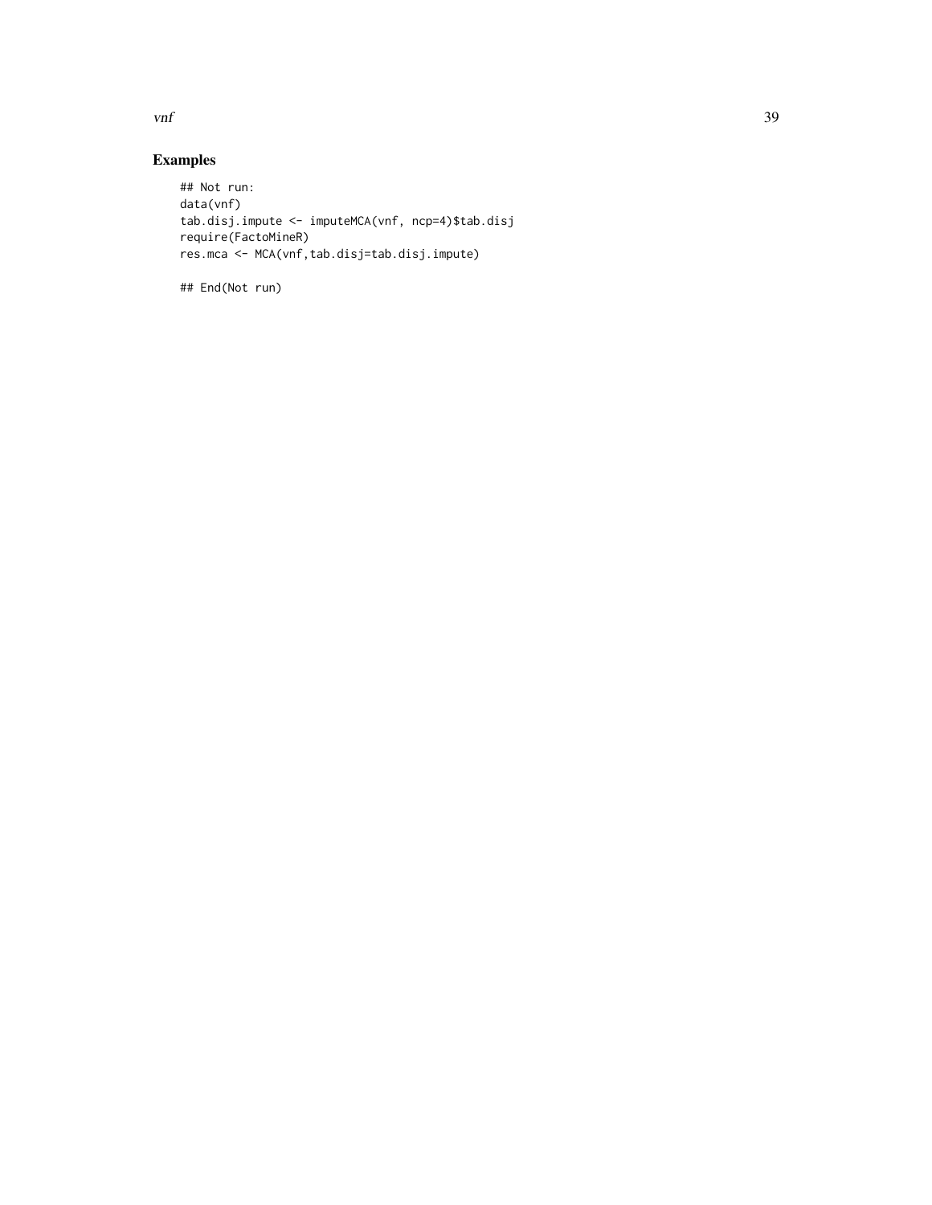## Examples

```
## Not run:
data(vnf)
tab.disj.impute <- imputeMCA(vnf, ncp=4)$tab.disj
require(FactoMineR)
res.mca <- MCA(vnf,tab.disj=tab.disj.impute)

## End(Not run)
```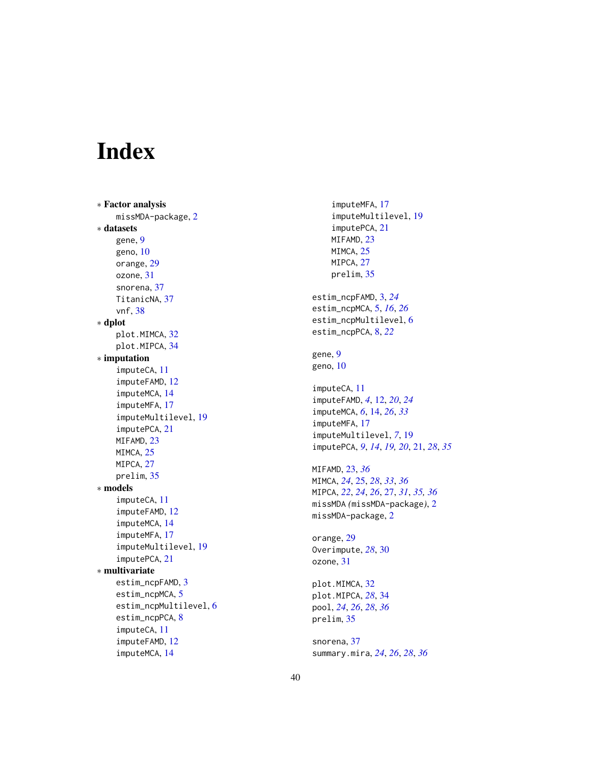# Index

* **Factor analysis**
  missMDA-package, 2
* **datasets**
  gene, 9
  geno, 10
  orange, 29
  ozone, 31
  snorena, 37
  TitanicNA, 37
  vnf, 38
* **dplot**
  plot.MIMCA, 32
  plot.MIPCA, 34
* **imputation**
  imputeCA, 11
  imputeFAMD, 12
  imputeMCA, 14
  imputeMFA, 17
  imputeMultilevel, 19
  imputePCA, 21
  MIFAMD, 23
  MIMCA, 25
  MIPCA, 27
  prelim, 35
* **models**
  imputeCA, 11
  imputeFAMD, 12
  imputeMCA, 14
  imputeMFA, 17
  imputeMultilevel, 19
  imputePCA, 21
* **multivariate**
  estim_ncpFAMD, 3
  estim_ncpMCA, 5
  estim_ncpMultilevel, 6
  estim_ncpPCA, 8
  imputeCA, 11
  imputeFAMD, 12
  imputeMCA, 14
  imputeMFA, 17
  imputeMultilevel, 19
  imputePCA, 21
  MIFAMD, 23
  MIMCA, 25
  MIPCA, 27
  prelim, 35

estim_ncpFAMD, 3, *24*
estim_ncpMCA, 5, *16*, *26*
estim_ncpMultilevel, 6
estim_ncpPCA, 8, *22*

gene, 9
geno, 10

imputeCA, 11
imputeFAMD, *4*, 12, *20*, *24*
imputeMCA, *6*, 14, *26*, *33*
imputeMFA, 17
imputeMultilevel, *7*, 19
imputePCA, *9*, *14*, *19*, *20*, 21, *28*, *35*

MIFAMD, 23, *36*
MIMCA, *24*, 25, *28*, *33*, *36*
MIPCA, *22*, *24*, *26*, 27, *31*, *35*, *36*
missMDA *(*missMDA-package*)*, 2
missMDA-package, 2

orange, 29
Overimpute, *28*, 30
ozone, 31

plot.MIMCA, 32
plot.MIPCA, *28*, 34
pool, *24*, *26*, *28*, *36*
prelim, 35

snorena, 37
summary.mira, *24*, *26*, *28*, *36*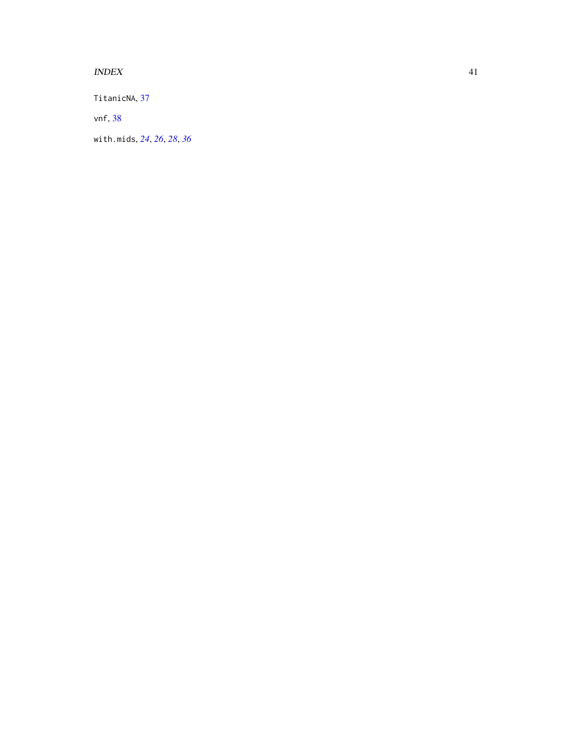TitanicNA, 37

vnf, 38

with.mids, *24*, *26*, *28*, *36*